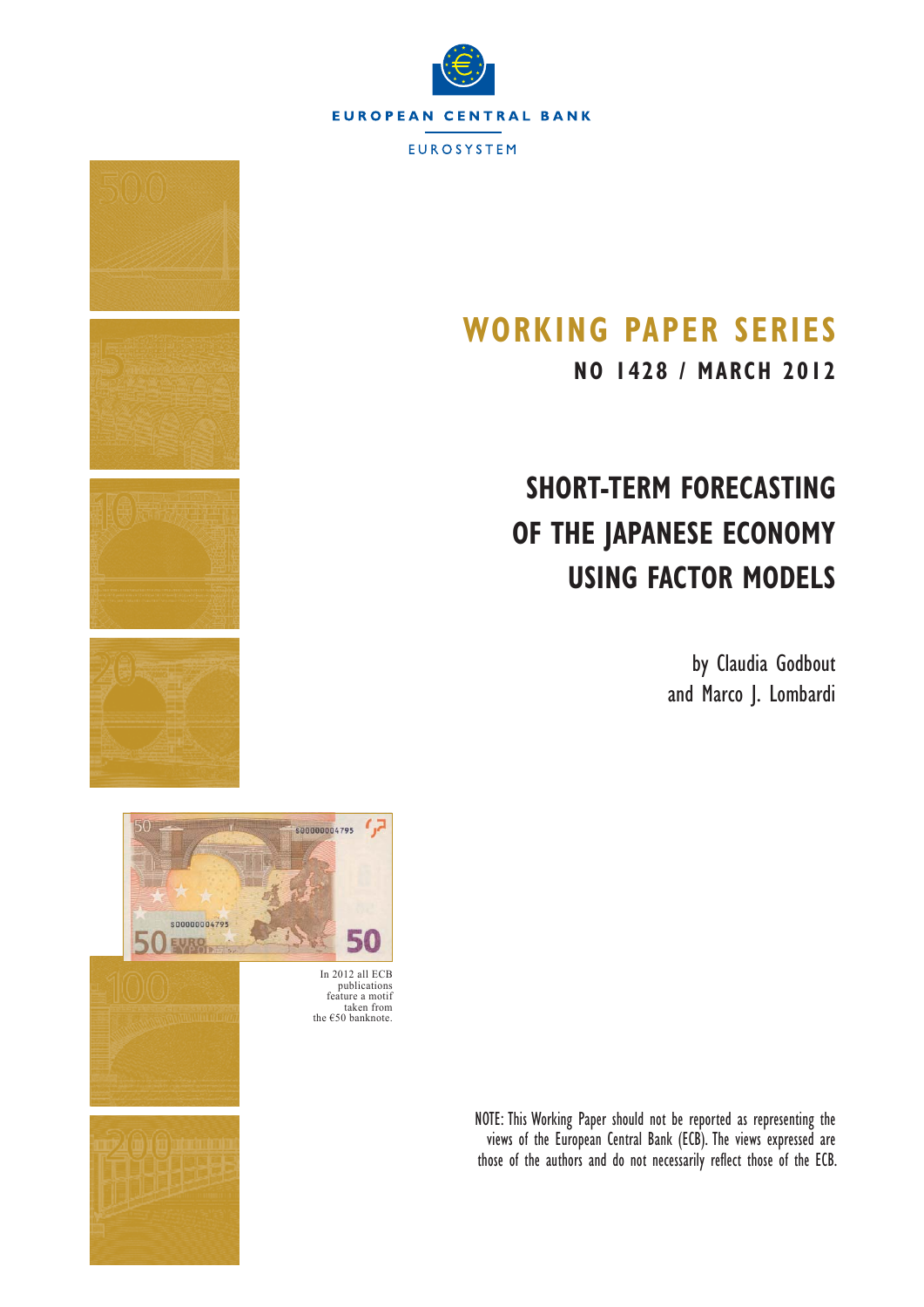EUROPEAN CENTRAL BANK

EUROSYSTEM

# WORKING PAPER SERIES

**NO 1428 / MARCH 2012**

# SHORT-TERM FORECASTING OF THE JAPANESE ECONOMY USING FACTOR MODELS

by Claudia Godbout and Marco J. Lombardi

In 2012 all ECB publications feature a motif taken from the €50 banknote.

NOTE: This Working Paper should not be reported as representing the views of the European Central Bank (ECB). The views expressed are those of the authors and do not necessarily reflect those of the ECB.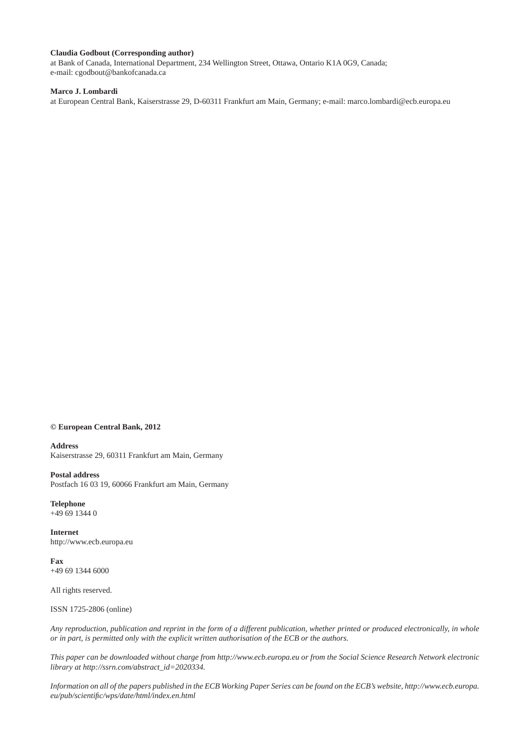**Claudia Godbout (Corresponding author)**
at Bank of Canada, International Department, 234 Wellington Street, Ottawa, Ontario K1A 0G9, Canada;
e-mail: cgodbout@bankofcanada.ca

**Marco J. Lombardi**
at European Central Bank, Kaiserstrasse 29, D-60311 Frankfurt am Main, Germany; e-mail: marco.lombardi@ecb.europa.eu

**© European Central Bank, 2012**

**Address**
Kaiserstrasse 29, 60311 Frankfurt am Main, Germany

**Postal address**
Postfach 16 03 19, 60066 Frankfurt am Main, Germany

**Telephone**
+49 69 1344 0

**Internet**
http://www.ecb.europa.eu

**Fax**
+49 69 1344 6000

All rights reserved.

ISSN 1725-2806 (online)

*Any reproduction, publication and reprint in the form of a different publication, whether printed or produced electronically, in whole or in part, is permitted only with the explicit written authorisation of the ECB or the authors.*

*This paper can be downloaded without charge from http://www.ecb.europa.eu or from the Social Science Research Network electronic library at http://ssrn.com/abstract_id=2020334.*

*Information on all of the papers published in the ECB Working Paper Series can be found on the ECB's website, http://www.ecb.europa.eu/pub/scientific/wps/date/html/index.en.html*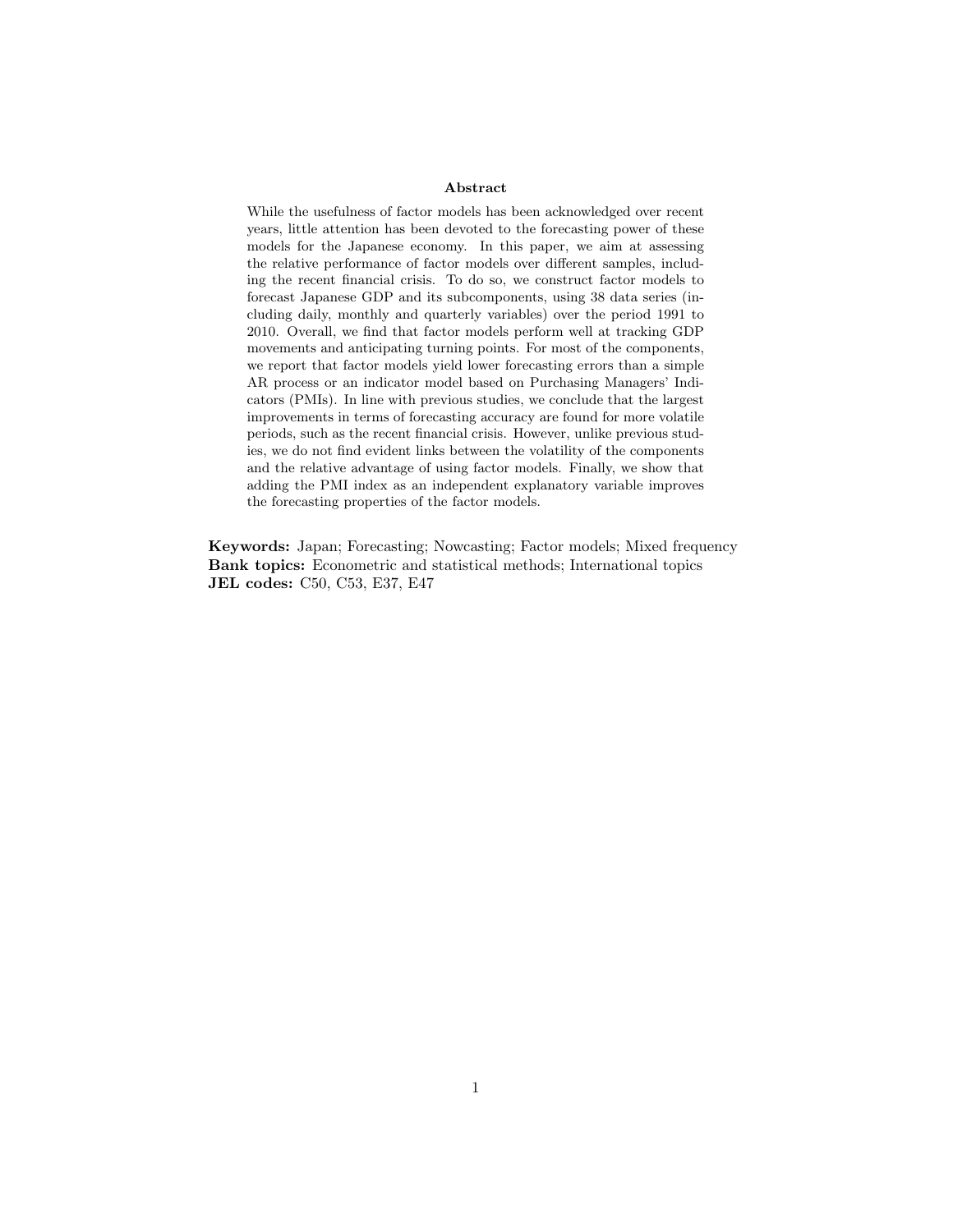## Abstract

While the usefulness of factor models has been acknowledged over recent years, little attention has been devoted to the forecasting power of these models for the Japanese economy. In this paper, we aim at assessing the relative performance of factor models over different samples, including the recent financial crisis. To do so, we construct factor models to forecast Japanese GDP and its subcomponents, using 38 data series (including daily, monthly and quarterly variables) over the period 1991 to 2010. Overall, we find that factor models perform well at tracking GDP movements and anticipating turning points. For most of the components, we report that factor models yield lower forecasting errors than a simple AR process or an indicator model based on Purchasing Managers' Indicators (PMIs). In line with previous studies, we conclude that the largest improvements in terms of forecasting accuracy are found for more volatile periods, such as the recent financial crisis. However, unlike previous studies, we do not find evident links between the volatility of the components and the relative advantage of using factor models. Finally, we show that adding the PMI index as an independent explanatory variable improves the forecasting properties of the factor models.

**Keywords:** Japan; Forecasting; Nowcasting; Factor models; Mixed frequency
**Bank topics:** Econometric and statistical methods; International topics
**JEL codes:** C50, C53, E37, E47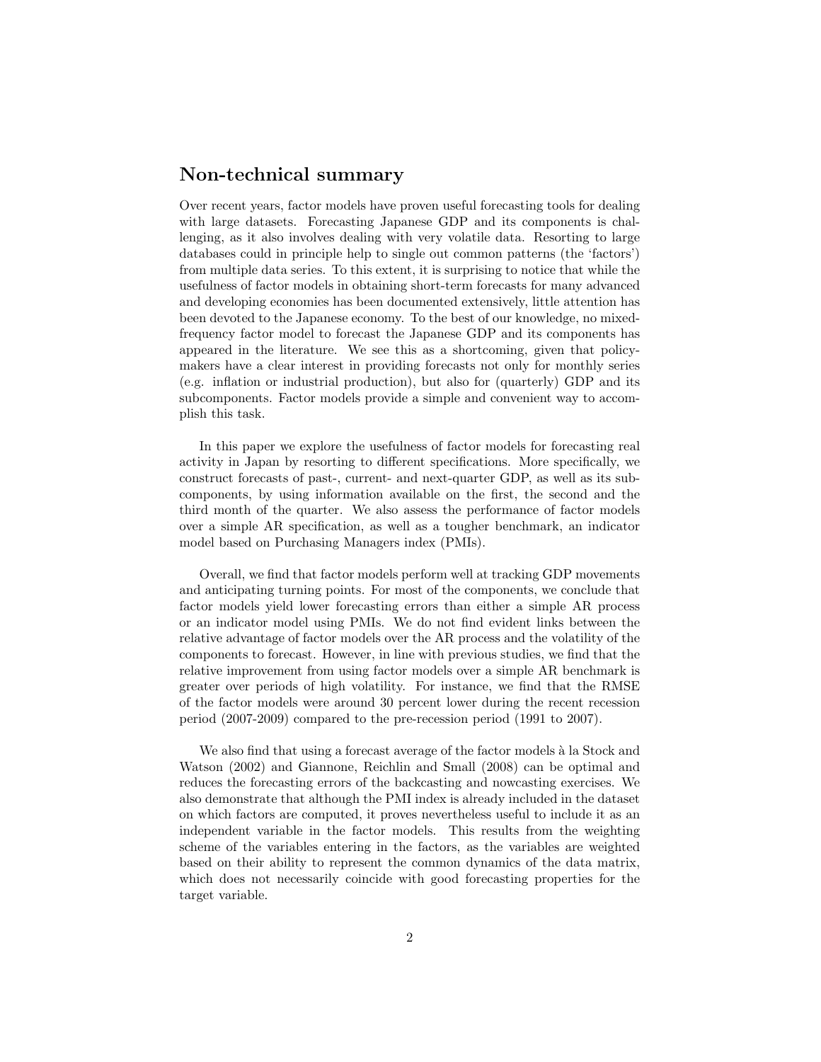## Non-technical summary

Over recent years, factor models have proven useful forecasting tools for dealing with large datasets. Forecasting Japanese GDP and its components is challenging, as it also involves dealing with very volatile data. Resorting to large databases could in principle help to single out common patterns (the 'factors') from multiple data series. To this extent, it is surprising to notice that while the usefulness of factor models in obtaining short-term forecasts for many advanced and developing economies has been documented extensively, little attention has been devoted to the Japanese economy. To the best of our knowledge, no mixed-frequency factor model to forecast the Japanese GDP and its components has appeared in the literature. We see this as a shortcoming, given that policy-makers have a clear interest in providing forecasts not only for monthly series (e.g. inflation or industrial production), but also for (quarterly) GDP and its subcomponents. Factor models provide a simple and convenient way to accomplish this task.

In this paper we explore the usefulness of factor models for forecasting real activity in Japan by resorting to different specifications. More specifically, we construct forecasts of past-, current- and next-quarter GDP, as well as its subcomponents, by using information available on the first, the second and the third month of the quarter. We also assess the performance of factor models over a simple AR specification, as well as a tougher benchmark, an indicator model based on Purchasing Managers index (PMIs).

Overall, we find that factor models perform well at tracking GDP movements and anticipating turning points. For most of the components, we conclude that factor models yield lower forecasting errors than either a simple AR process or an indicator model using PMIs. We do not find evident links between the relative advantage of factor models over the AR process and the volatility of the components to forecast. However, in line with previous studies, we find that the relative improvement from using factor models over a simple AR benchmark is greater over periods of high volatility. For instance, we find that the RMSE of the factor models were around 30 percent lower during the recent recession period (2007-2009) compared to the pre-recession period (1991 to 2007).

We also find that using a forecast average of the factor models à la Stock and Watson (2002) and Giannone, Reichlin and Small (2008) can be optimal and reduces the forecasting errors of the backcasting and nowcasting exercises. We also demonstrate that although the PMI index is already included in the dataset on which factors are computed, it proves nevertheless useful to include it as an independent variable in the factor models. This results from the weighting scheme of the variables entering in the factors, as the variables are weighted based on their ability to represent the common dynamics of the data matrix, which does not necessarily coincide with good forecasting properties for the target variable.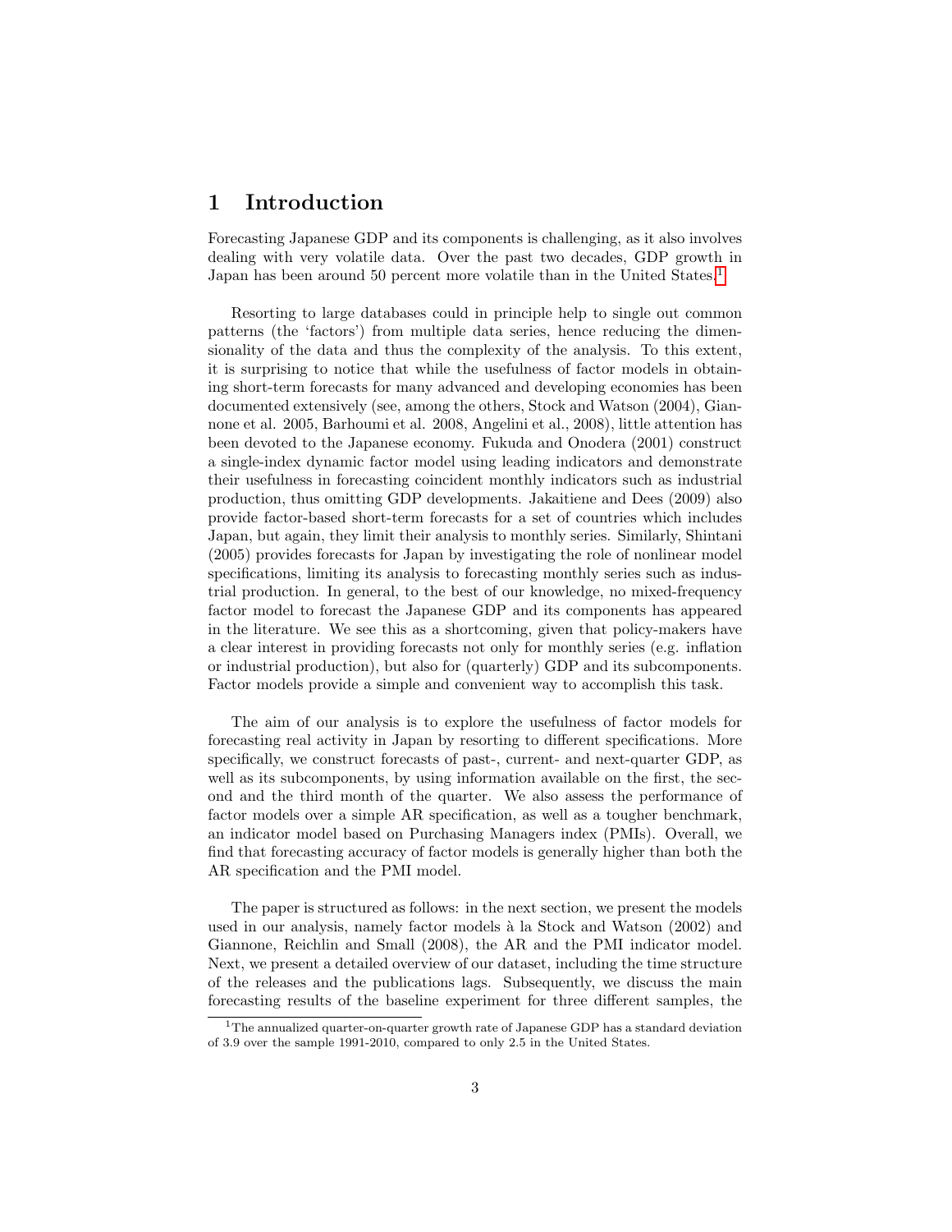# 1 Introduction

Forecasting Japanese GDP and its components is challenging, as it also involves dealing with very volatile data. Over the past two decades, GDP growth in Japan has been around 50 percent more volatile than in the United States.[1]

Resorting to large databases could in principle help to single out common patterns (the 'factors') from multiple data series, hence reducing the dimensionality of the data and thus the complexity of the analysis. To this extent, it is surprising to notice that while the usefulness of factor models in obtaining short-term forecasts for many advanced and developing economies has been documented extensively (see, among the others, Stock and Watson (2004), Giannone et al. 2005, Barhoumi et al. 2008, Angelini et al., 2008), little attention has been devoted to the Japanese economy. Fukuda and Onodera (2001) construct a single-index dynamic factor model using leading indicators and demonstrate their usefulness in forecasting coincident monthly indicators such as industrial production, thus omitting GDP developments. Jakaitiene and Dees (2009) also provide factor-based short-term forecasts for a set of countries which includes Japan, but again, they limit their analysis to monthly series. Similarly, Shintani (2005) provides forecasts for Japan by investigating the role of nonlinear model specifications, limiting its analysis to forecasting monthly series such as industrial production. In general, to the best of our knowledge, no mixed-frequency factor model to forecast the Japanese GDP and its components has appeared in the literature. We see this as a shortcoming, given that policy-makers have a clear interest in providing forecasts not only for monthly series (e.g. inflation or industrial production), but also for (quarterly) GDP and its subcomponents. Factor models provide a simple and convenient way to accomplish this task.

The aim of our analysis is to explore the usefulness of factor models for forecasting real activity in Japan by resorting to different specifications. More specifically, we construct forecasts of past-, current- and next-quarter GDP, as well as its subcomponents, by using information available on the first, the second and the third month of the quarter. We also assess the performance of factor models over a simple AR specification, as well as a tougher benchmark, an indicator model based on Purchasing Managers index (PMIs). Overall, we find that forecasting accuracy of factor models is generally higher than both the AR specification and the PMI model.

The paper is structured as follows: in the next section, we present the models used in our analysis, namely factor models à la Stock and Watson (2002) and Giannone, Reichlin and Small (2008), the AR and the PMI indicator model. Next, we present a detailed overview of our dataset, including the time structure of the releases and the publications lags. Subsequently, we discuss the main forecasting results of the baseline experiment for three different samples, the

[1] The annualized quarter-on-quarter growth rate of Japanese GDP has a standard deviation of 3.9 over the sample 1991-2010, compared to only 2.5 in the United States.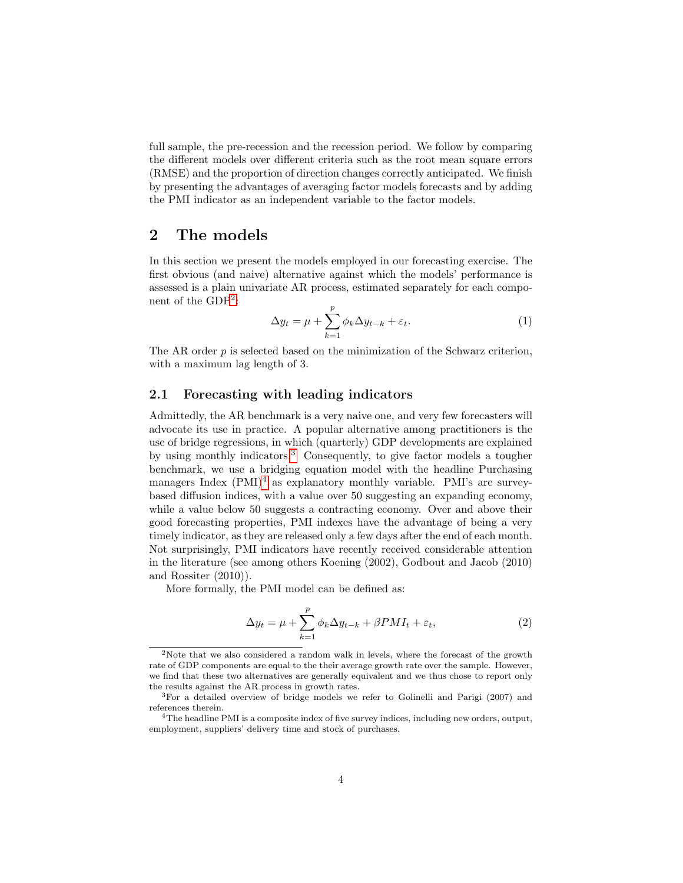full sample, the pre-recession and the recession period. We follow by comparing the different models over different criteria such as the root mean square errors (RMSE) and the proportion of direction changes correctly anticipated. We finish by presenting the advantages of averaging factor models forecasts and by adding the PMI indicator as an independent variable to the factor models.

## 2 The models

In this section we present the models employed in our forecasting exercise. The first obvious (and naive) alternative against which the models' performance is assessed is a plain univariate AR process, estimated separately for each component of the GDP[2]:

$$\Delta y_t = \mu + \sum_{k=1}^{p} \phi_k \Delta y_{t-k} + \varepsilon_t. \tag{1}$$

The AR order $p$ is selected based on the minimization of the Schwarz criterion, with a maximum lag length of 3.

### 2.1 Forecasting with leading indicators

Admittedly, the AR benchmark is a very naive one, and very few forecasters will advocate its use in practice. A popular alternative among practitioners is the use of bridge regressions, in which (quarterly) GDP developments are explained by using monthly indicators.[3] Consequently, to give factor models a tougher benchmark, we use a bridging equation model with the headline Purchasing managers Index (PMI)[4] as explanatory monthly variable. PMI's are survey-based diffusion indices, with a value over 50 suggesting an expanding economy, while a value below 50 suggests a contracting economy. Over and above their good forecasting properties, PMI indexes have the advantage of being a very timely indicator, as they are released only a few days after the end of each month. Not surprisingly, PMI indicators have recently received considerable attention in the literature (see among others Koening (2002), Godbout and Jacob (2010) and Rossiter (2010)).

More formally, the PMI model can be defined as:

$$\Delta y_t = \mu + \sum_{k=1}^{p} \phi_k \Delta y_{t-k} + \beta PMI_t + \varepsilon_t, \tag{2}$$

[2] Note that we also considered a random walk in levels, where the forecast of the growth rate of GDP components are equal to the their average growth rate over the sample. However, we find that these two alternatives are generally equivalent and we thus chose to report only the results against the AR process in growth rates.

[3] For a detailed overview of bridge models we refer to Golinelli and Parigi (2007) and references therein.

[4] The headline PMI is a composite index of five survey indices, including new orders, output, employment, suppliers' delivery time and stock of purchases.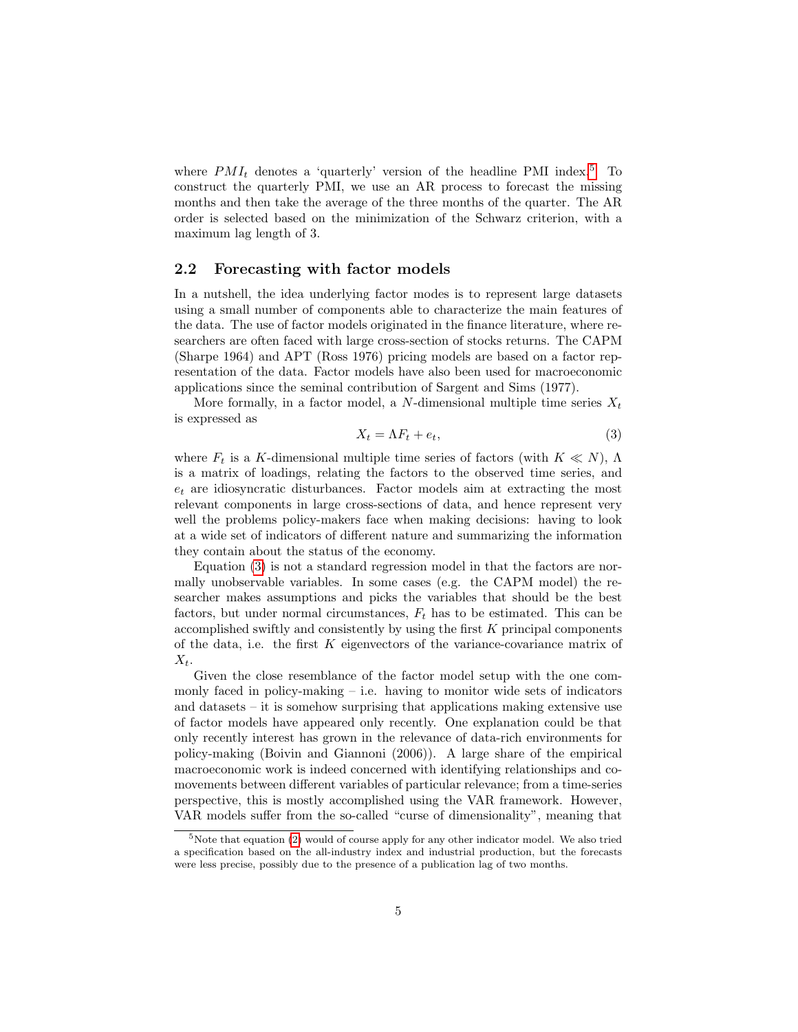where $PMI_t$ denotes a 'quarterly' version of the headline PMI index.[5] To construct the quarterly PMI, we use an AR process to forecast the missing months and then take the average of the three months of the quarter. The AR order is selected based on the minimization of the Schwarz criterion, with a maximum lag length of 3.

### 2.2 Forecasting with factor models

In a nutshell, the idea underlying factor modes is to represent large datasets using a small number of components able to characterize the main features of the data. The use of factor models originated in the finance literature, where researchers are often faced with large cross-section of stocks returns. The CAPM (Sharpe 1964) and APT (Ross 1976) pricing models are based on a factor representation of the data. Factor models have also been used for macroeconomic applications since the seminal contribution of Sargent and Sims (1977).

More formally, in a factor model, a $N$-dimensional multiple time series $X_t$ is expressed as

$$X_t = \Lambda F_t + e_t, \tag{3}$$

where $F_t$ is a $K$-dimensional multiple time series of factors (with $K \ll N$), $\Lambda$ is a matrix of loadings, relating the factors to the observed time series, and $e_t$ are idiosyncratic disturbances. Factor models aim at extracting the most relevant components in large cross-sections of data, and hence represent very well the problems policy-makers face when making decisions: having to look at a wide set of indicators of different nature and summarizing the information they contain about the status of the economy.

Equation (3) is not a standard regression model in that the factors are normally unobservable variables. In some cases (e.g. the CAPM model) the researcher makes assumptions and picks the variables that should be the best factors, but under normal circumstances, $F_t$ has to be estimated. This can be accomplished swiftly and consistently by using the first $K$ principal components of the data, i.e. the first $K$ eigenvectors of the variance-covariance matrix of $X_t$.

Given the close resemblance of the factor model setup with the one commonly faced in policy-making – i.e. having to monitor wide sets of indicators and datasets – it is somehow surprising that applications making extensive use of factor models have appeared only recently. One explanation could be that only recently interest has grown in the relevance of data-rich environments for policy-making (Boivin and Giannoni (2006)). A large share of the empirical macroeconomic work is indeed concerned with identifying relationships and comovements between different variables of particular relevance; from a time-series perspective, this is mostly accomplished using the VAR framework. However, VAR models suffer from the so-called "curse of dimensionality", meaning that

[5] Note that equation (2) would of course apply for any other indicator model. We also tried a specification based on the all-industry index and industrial production, but the forecasts were less precise, possibly due to the presence of a publication lag of two months.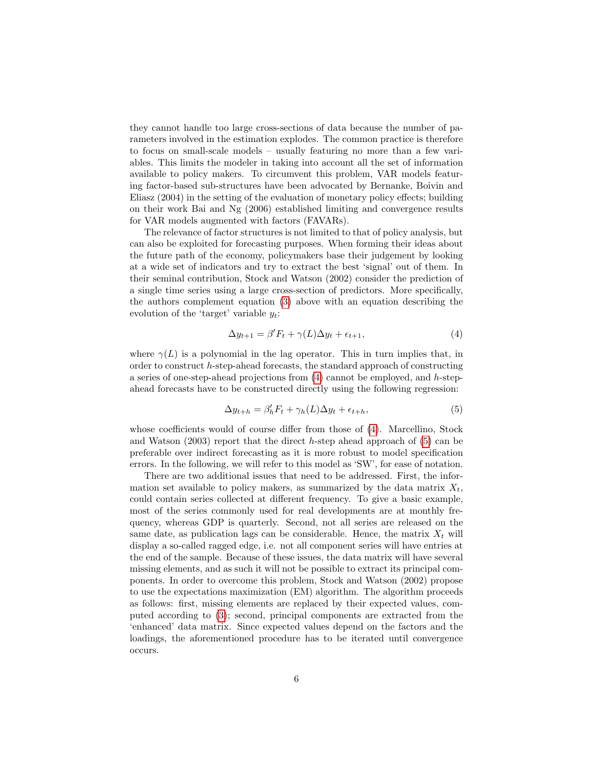they cannot handle too large cross-sections of data because the number of parameters involved in the estimation explodes. The common practice is therefore to focus on small-scale models – usually featuring no more than a few variables. This limits the modeler in taking into account all the set of information available to policy makers. To circumvent this problem, VAR models featuring factor-based sub-structures have been advocated by Bernanke, Boivin and Eliasz (2004) in the setting of the evaluation of monetary policy effects; building on their work Bai and Ng (2006) established limiting and convergence results for VAR models augmented with factors (FAVARs).

The relevance of factor structures is not limited to that of policy analysis, but can also be exploited for forecasting purposes. When forming their ideas about the future path of the economy, policymakers base their judgement by looking at a wide set of indicators and try to extract the best 'signal' out of them. In their seminal contribution, Stock and Watson (2002) consider the prediction of a single time series using a large cross-section of predictors. More specifically, the authors complement equation (3) above with an equation describing the evolution of the 'target' variable $y_t$:

$$\Delta y_{t+1} = \beta' F_t + \gamma(L)\Delta y_t + \epsilon_{t+1}, \tag{4}$$

where $\gamma(L)$ is a polynomial in the lag operator. This in turn implies that, in order to construct $h$-step-ahead forecasts, the standard approach of constructing a series of one-step-ahead projections from (4) cannot be employed, and $h$-step-ahead forecasts have to be constructed directly using the following regression:

$$\Delta y_{t+h} = \beta_h' F_t + \gamma_h(L)\Delta y_t + \epsilon_{t+h}, \tag{5}$$

whose coefficients would of course differ from those of (4). Marcellino, Stock and Watson (2003) report that the direct $h$-step ahead approach of (5) can be preferable over indirect forecasting as it is more robust to model specification errors. In the following, we will refer to this model as 'SW', for ease of notation.

There are two additional issues that need to be addressed. First, the information set available to policy makers, as summarized by the data matrix $X_t$, could contain series collected at different frequency. To give a basic example, most of the series commonly used for real developments are at monthly frequency, whereas GDP is quarterly. Second, not all series are released on the same date, as publication lags can be considerable. Hence, the matrix $X_t$ will display a so-called ragged edge, i.e. not all component series will have entries at the end of the sample. Because of these issues, the data matrix will have several missing elements, and as such it will not be possible to extract its principal components. In order to overcome this problem, Stock and Watson (2002) propose to use the expectations maximization (EM) algorithm. The algorithm proceeds as follows: first, missing elements are replaced by their expected values, computed according to (3); second, principal components are extracted from the 'enhanced' data matrix. Since expected values depend on the factors and the loadings, the aforementioned procedure has to be iterated until convergence occurs.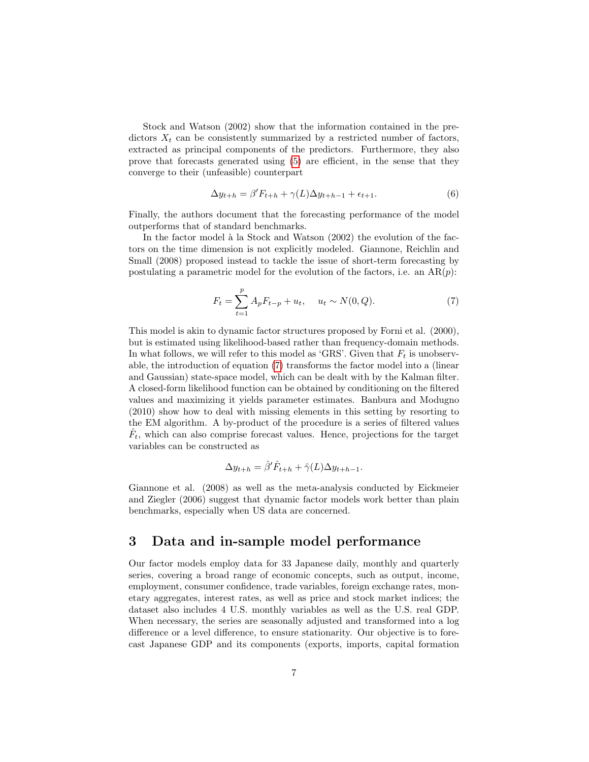Stock and Watson (2002) show that the information contained in the predictors $X_t$ can be consistently summarized by a restricted number of factors, extracted as principal components of the predictors. Furthermore, they also prove that forecasts generated using (5) are efficient, in the sense that they converge to their (unfeasible) counterpart

$$\Delta y_{t+h} = \beta' F_{t+h} + \gamma(L)\Delta y_{t+h-1} + \epsilon_{t+1}. \tag{6}$$

Finally, the authors document that the forecasting performance of the model outperforms that of standard benchmarks.

In the factor model à la Stock and Watson (2002) the evolution of the factors on the time dimension is not explicitly modeled. Giannone, Reichlin and Small (2008) proposed instead to tackle the issue of short-term forecasting by postulating a parametric model for the evolution of the factors, i.e. an AR($p$):

$$F_t = \sum_{t=1}^{p} A_p F_{t-p} + u_t, \quad u_t \sim N(0, Q). \tag{7}$$

This model is akin to dynamic factor structures proposed by Forni et al. (2000), but is estimated using likelihood-based rather than frequency-domain methods. In what follows, we will refer to this model as 'GRS'. Given that $F_t$ is unobservable, the introduction of equation (7) transforms the factor model into a (linear and Gaussian) state-space model, which can be dealt with by the Kalman filter. A closed-form likelihood function can be obtained by conditioning on the filtered values and maximizing it yields parameter estimates. Banbura and Modugno (2010) show how to deal with missing elements in this setting by resorting to the EM algorithm. A by-product of the procedure is a series of filtered values $\hat{F}_t$, which can also comprise forecast values. Hence, projections for the target variables can be constructed as

$$\Delta y_{t+h} = \hat{\beta}' \hat{F}_{t+h} + \hat{\gamma}(L)\Delta y_{t+h-1}.$$

Giannone et al. (2008) as well as the meta-analysis conducted by Eickmeier and Ziegler (2006) suggest that dynamic factor models work better than plain benchmarks, especially when US data are concerned.

# 3 Data and in-sample model performance

Our factor models employ data for 33 Japanese daily, monthly and quarterly series, covering a broad range of economic concepts, such as output, income, employment, consumer confidence, trade variables, foreign exchange rates, monetary aggregates, interest rates, as well as price and stock market indices; the dataset also includes 4 U.S. monthly variables as well as the U.S. real GDP. When necessary, the series are seasonally adjusted and transformed into a log difference or a level difference, to ensure stationarity. Our objective is to forecast Japanese GDP and its components (exports, imports, capital formation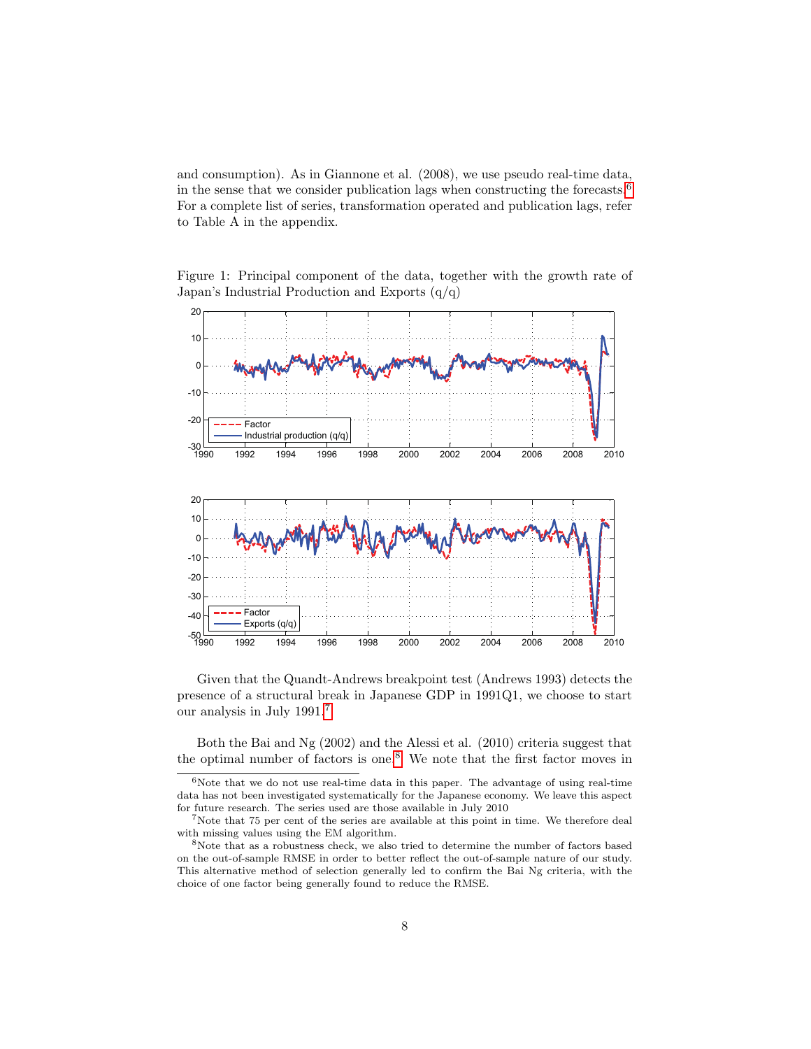and consumption). As in Giannone et al. (2008), we use pseudo real-time data, in the sense that we consider publication lags when constructing the forecasts.[6] For a complete list of series, transformation operated and publication lags, refer to Table A in the appendix.

Figure 1: Principal component of the data, together with the growth rate of Japan's Industrial Production and Exports (q/q)

Given that the Quandt-Andrews breakpoint test (Andrews 1993) detects the presence of a structural break in Japanese GDP in 1991Q1, we choose to start our analysis in July 1991.[7]

Both the Bai and Ng (2002) and the Alessi et al. (2010) criteria suggest that the optimal number of factors is one.[8] We note that the first factor moves in

---

[6] Note that we do not use real-time data in this paper. The advantage of using real-time data has not been investigated systematically for the Japanese economy. We leave this aspect for future research. The series used are those available in July 2010

[7] Note that 75 per cent of the series are available at this point in time. We therefore deal with missing values using the EM algorithm.

[8] Note that as a robustness check, we also tried to determine the number of factors based on the out-of-sample RMSE in order to better reflect the out-of-sample nature of our study. This alternative method of selection generally led to confirm the Bai Ng criteria, with the choice of one factor being generally found to reduce the RMSE.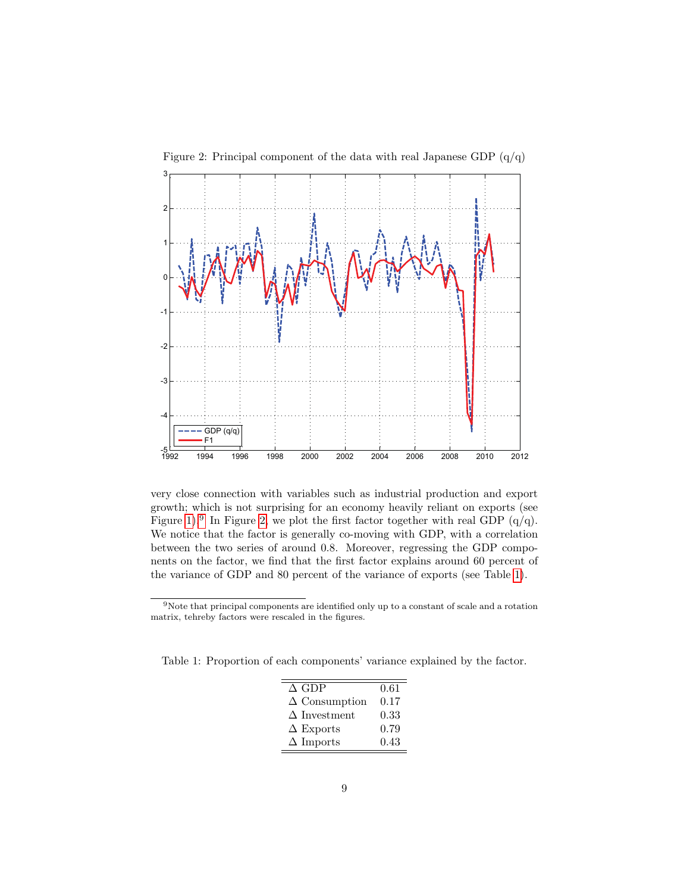Figure 2: Principal component of the data with real Japanese GDP (q/q)

very close connection with variables such as industrial production and export growth; which is not surprising for an economy heavily reliant on exports (see Figure 1).[9] In Figure 2, we plot the first factor together with real GDP (q/q). We notice that the factor is generally co-moving with GDP, with a correlation between the two series of around 0.8. Moreover, regressing the GDP components on the factor, we find that the first factor explains around 60 percent of the variance of GDP and 80 percent of the variance of exports (see Table 1).

[9]Note that principal components are identified only up to a constant of scale and a rotation matrix, tehreby factors were rescaled in the figures.

Table 1: Proportion of each components' variance explained by the factor.

| | |
|---|---|
| $\Delta$ GDP | 0.61 |
| $\Delta$ Consumption | 0.17 |
| $\Delta$ Investment | 0.33 |
| $\Delta$ Exports | 0.79 |
| $\Delta$ Imports | 0.43 |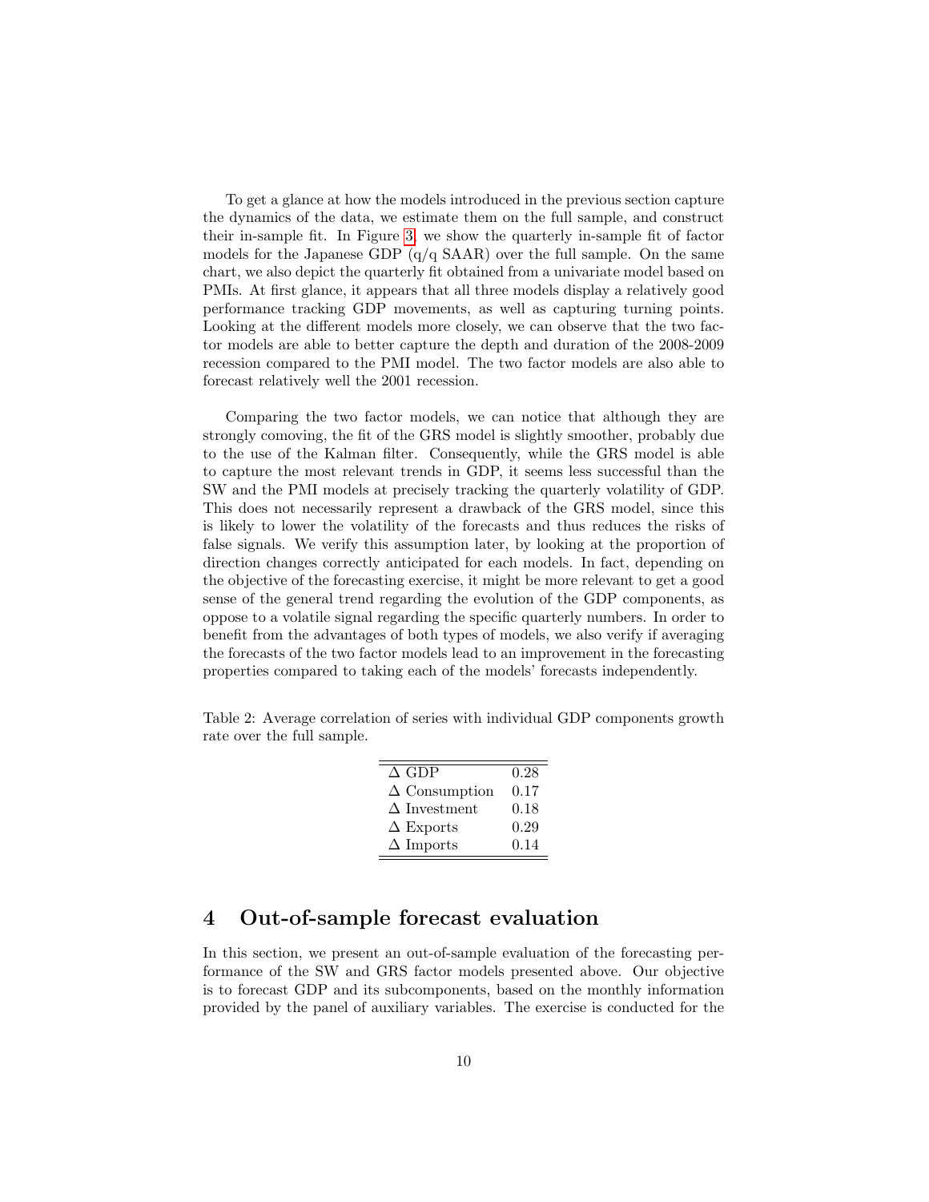To get a glance at how the models introduced in the previous section capture the dynamics of the data, we estimate them on the full sample, and construct their in-sample fit. In Figure 3, we show the quarterly in-sample fit of factor models for the Japanese GDP (q/q SAAR) over the full sample. On the same chart, we also depict the quarterly fit obtained from a univariate model based on PMIs. At first glance, it appears that all three models display a relatively good performance tracking GDP movements, as well as capturing turning points. Looking at the different models more closely, we can observe that the two factor models are able to better capture the depth and duration of the 2008-2009 recession compared to the PMI model. The two factor models are also able to forecast relatively well the 2001 recession.

Comparing the two factor models, we can notice that although they are strongly comoving, the fit of the GRS model is slightly smoother, probably due to the use of the Kalman filter. Consequently, while the GRS model is able to capture the most relevant trends in GDP, it seems less successful than the SW and the PMI models at precisely tracking the quarterly volatility of GDP. This does not necessarily represent a drawback of the GRS model, since this is likely to lower the volatility of the forecasts and thus reduces the risks of false signals. We verify this assumption later, by looking at the proportion of direction changes correctly anticipated for each models. In fact, depending on the objective of the forecasting exercise, it might be more relevant to get a good sense of the general trend regarding the evolution of the GDP components, as oppose to a volatile signal regarding the specific quarterly numbers. In order to benefit from the advantages of both types of models, we also verify if averaging the forecasts of the two factor models lead to an improvement in the forecasting properties compared to taking each of the models' forecasts independently.

Table 2: Average correlation of series with individual GDP components growth rate over the full sample.

| | |
|---|---|
| $\Delta$ GDP | 0.28 |
| $\Delta$ Consumption | 0.17 |
| $\Delta$ Investment | 0.18 |
| $\Delta$ Exports | 0.29 |
| $\Delta$ Imports | 0.14 |

## 4 Out-of-sample forecast evaluation

In this section, we present an out-of-sample evaluation of the forecasting performance of the SW and GRS factor models presented above. Our objective is to forecast GDP and its subcomponents, based on the monthly information provided by the panel of auxiliary variables. The exercise is conducted for the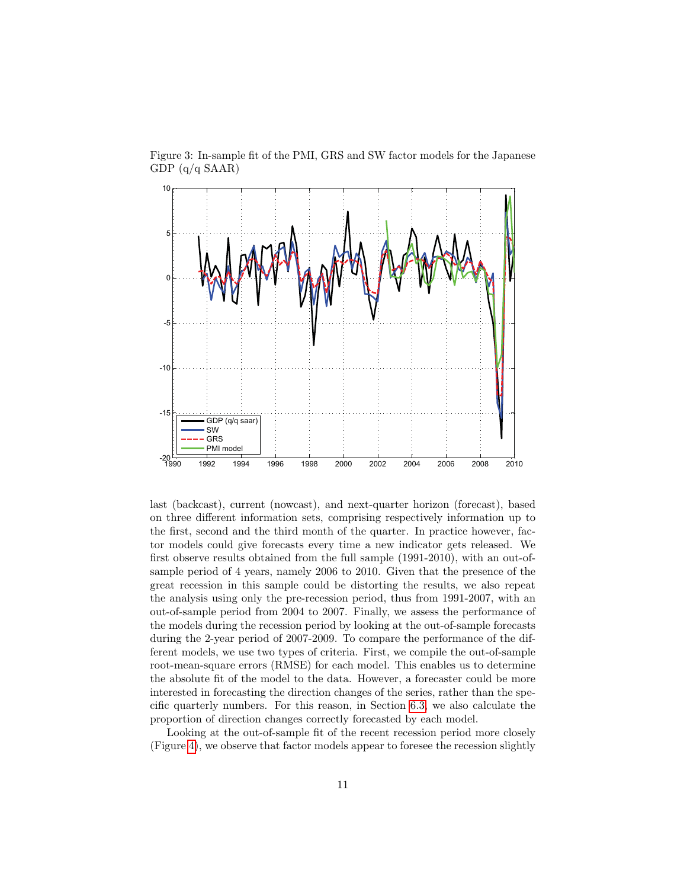Figure 3: In-sample fit of the PMI, GRS and SW factor models for the Japanese GDP (q/q SAAR)

last (backcast), current (nowcast), and next-quarter horizon (forecast), based on three different information sets, comprising respectively information up to the first, second and the third month of the quarter. In practice however, factor models could give forecasts every time a new indicator gets released. We first observe results obtained from the full sample (1991-2010), with an out-of-sample period of 4 years, namely 2006 to 2010. Given that the presence of the great recession in this sample could be distorting the results, we also repeat the analysis using only the pre-recession period, thus from 1991-2007, with an out-of-sample period from 2004 to 2007. Finally, we assess the performance of the models during the recession period by looking at the out-of-sample forecasts during the 2-year period of 2007-2009. To compare the performance of the different models, we use two types of criteria. First, we compile the out-of-sample root-mean-square errors (RMSE) for each model. This enables us to determine the absolute fit of the model to the data. However, a forecaster could be more interested in forecasting the direction changes of the series, rather than the specific quarterly numbers. For this reason, in Section 6.3, we also calculate the proportion of direction changes correctly forecasted by each model.

Looking at the out-of-sample fit of the recent recession period more closely (Figure 4), we observe that factor models appear to foresee the recession slightly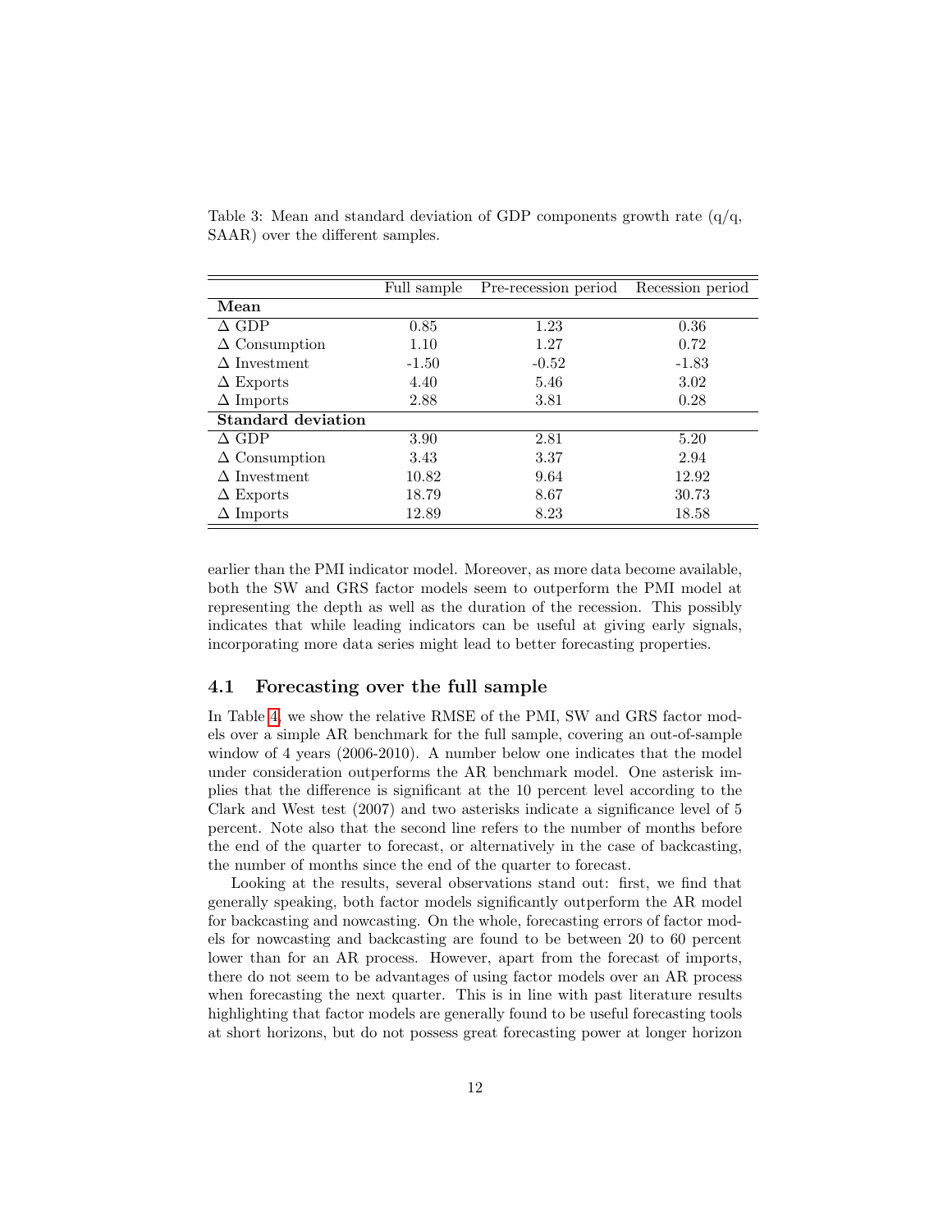Table 3: Mean and standard deviation of GDP components growth rate (q/q, SAAR) over the different samples.

| | Full sample | Pre-recession period | Recession period |
|---|---|---|---|
| **Mean** | | | |
| $\Delta$ GDP | 0.85 | 1.23 | 0.36 |
| $\Delta$ Consumption | 1.10 | 1.27 | 0.72 |
| $\Delta$ Investment | -1.50 | -0.52 | -1.83 |
| $\Delta$ Exports | 4.40 | 5.46 | 3.02 |
| $\Delta$ Imports | 2.88 | 3.81 | 0.28 |
| **Standard deviation** | | | |
| $\Delta$ GDP | 3.90 | 2.81 | 5.20 |
| $\Delta$ Consumption | 3.43 | 3.37 | 2.94 |
| $\Delta$ Investment | 10.82 | 9.64 | 12.92 |
| $\Delta$ Exports | 18.79 | 8.67 | 30.73 |
| $\Delta$ Imports | 12.89 | 8.23 | 18.58 |

earlier than the PMI indicator model. Moreover, as more data become available, both the SW and GRS factor models seem to outperform the PMI model at representing the depth as well as the duration of the recession. This possibly indicates that while leading indicators can be useful at giving early signals, incorporating more data series might lead to better forecasting properties.

## 4.1 Forecasting over the full sample

In Table 4, we show the relative RMSE of the PMI, SW and GRS factor models over a simple AR benchmark for the full sample, covering an out-of-sample window of 4 years (2006-2010). A number below one indicates that the model under consideration outperforms the AR benchmark model. One asterisk implies that the difference is significant at the 10 percent level according to the Clark and West test (2007) and two asterisks indicate a significance level of 5 percent. Note also that the second line refers to the number of months before the end of the quarter to forecast, or alternatively in the case of backcasting, the number of months since the end of the quarter to forecast.

Looking at the results, several observations stand out: first, we find that generally speaking, both factor models significantly outperform the AR model for backcasting and nowcasting. On the whole, forecasting errors of factor models for nowcasting and backcasting are found to be between 20 to 60 percent lower than for an AR process. However, apart from the forecast of imports, there do not seem to be advantages of using factor models over an AR process when forecasting the next quarter. This is in line with past literature results highlighting that factor models are generally found to be useful forecasting tools at short horizons, but do not possess great forecasting power at longer horizon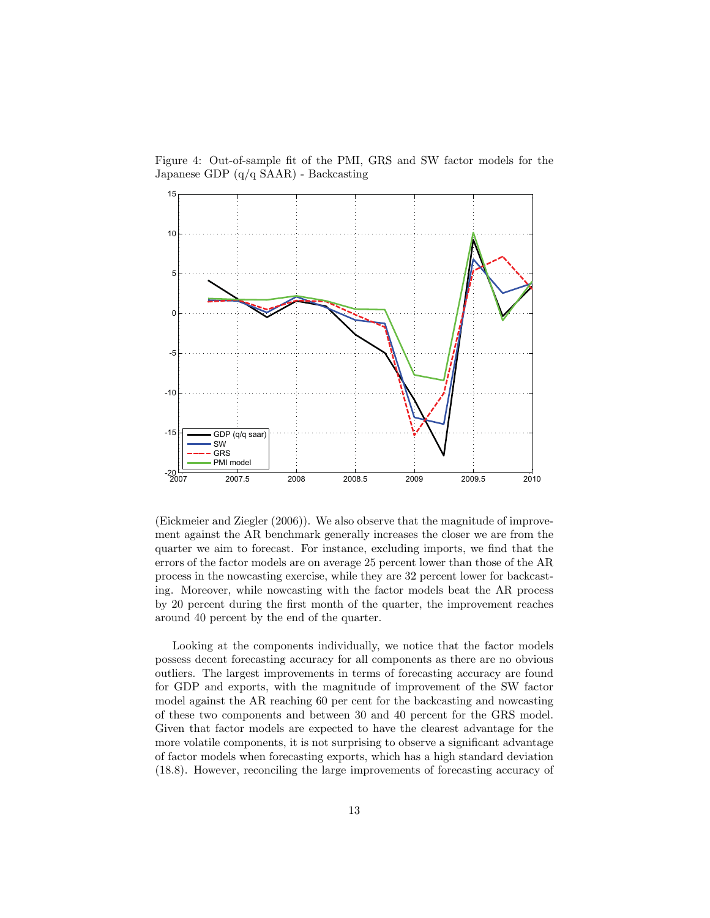Figure 4: Out-of-sample fit of the PMI, GRS and SW factor models for the Japanese GDP (q/q SAAR) - Backcasting

(Eickmeier and Ziegler (2006)). We also observe that the magnitude of improvement against the AR benchmark generally increases the closer we are from the quarter we aim to forecast. For instance, excluding imports, we find that the errors of the factor models are on average 25 percent lower than those of the AR process in the nowcasting exercise, while they are 32 percent lower for backcasting. Moreover, while nowcasting with the factor models beat the AR process by 20 percent during the first month of the quarter, the improvement reaches around 40 percent by the end of the quarter.

Looking at the components individually, we notice that the factor models possess decent forecasting accuracy for all components as there are no obvious outliers. The largest improvements in terms of forecasting accuracy are found for GDP and exports, with the magnitude of improvement of the SW factor model against the AR reaching 60 per cent for the backcasting and nowcasting of these two components and between 30 and 40 percent for the GRS model. Given that factor models are expected to have the clearest advantage for the more volatile components, it is not surprising to observe a significant advantage of factor models when forecasting exports, which has a high standard deviation (18.8). However, reconciling the large improvements of forecasting accuracy of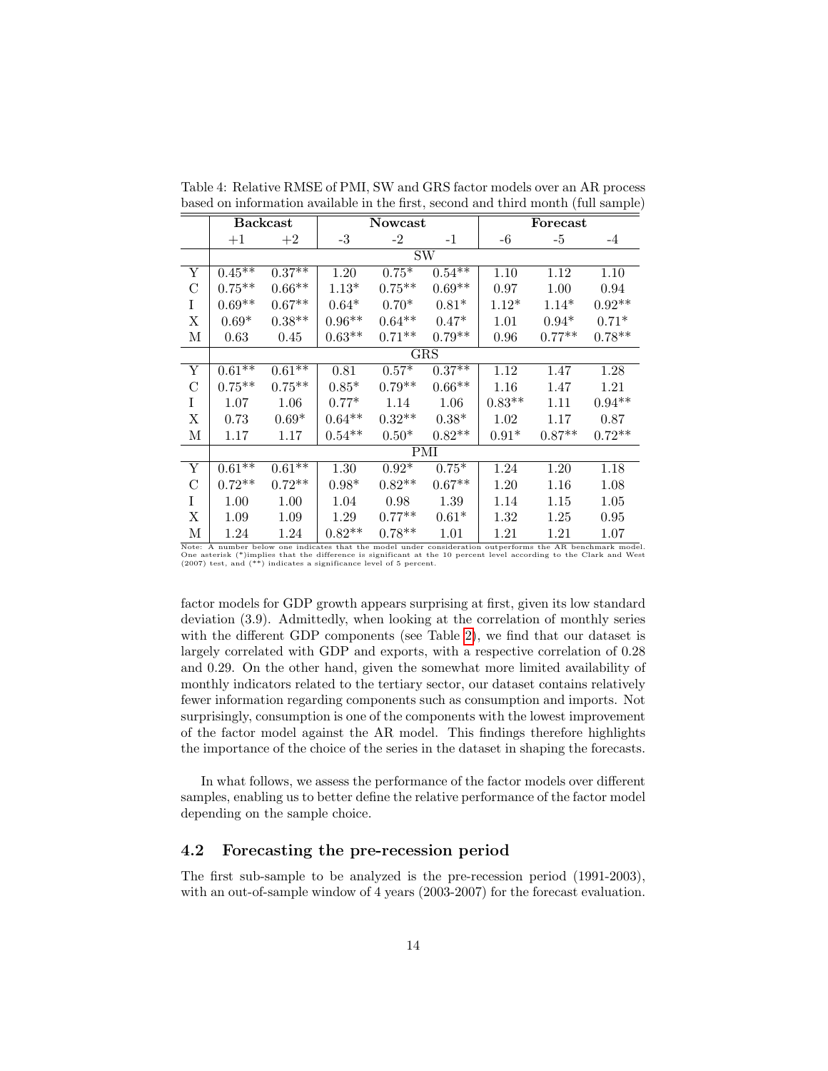Table 4: Relative RMSE of PMI, SW and GRS factor models over an AR process based on information available in the first, second and third month (full sample)

| | Backcast | | Nowcast | | | Forecast | | |
|---|---|---|---|---|---|---|---|---|
| | +1 | +2 | -3 | -2 | -1 | -6 | -5 | -4 |
| | SW | | | | | | | |
| Y | 0.45** | 0.37** | 1.20 | 0.75* | 0.54** | 1.10 | 1.12 | 1.10 |
| C | 0.75** | 0.66** | 1.13* | 0.75** | 0.69** | 0.97 | 1.00 | 0.94 |
| I | 0.69** | 0.67** | 0.64* | 0.70* | 0.81* | 1.12* | 1.14* | 0.92** |
| X | 0.69* | 0.38** | 0.96** | 0.64** | 0.47* | 1.01 | 0.94* | 0.71* |
| M | 0.63 | 0.45 | 0.63** | 0.71** | 0.79** | 0.96 | 0.77** | 0.78** |
| | GRS | | | | | | | |
| Y | 0.61** | 0.61** | 0.81 | 0.57* | 0.37** | 1.12 | 1.47 | 1.28 |
| C | 0.75** | 0.75** | 0.85* | 0.79** | 0.66** | 1.16 | 1.47 | 1.21 |
| I | 1.07 | 1.06 | 0.77* | 1.14 | 1.06 | 0.83** | 1.11 | 0.94** |
| X | 0.73 | 0.69* | 0.64** | 0.32** | 0.38* | 1.02 | 1.17 | 0.87 |
| M | 1.17 | 1.17 | 0.54** | 0.50* | 0.82** | 0.91* | 0.87** | 0.72** |
| | PMI | | | | | | | |
| Y | 0.61** | 0.61** | 1.30 | 0.92* | 0.75* | 1.24 | 1.20 | 1.18 |
| C | 0.72** | 0.72** | 0.98* | 0.82** | 0.67** | 1.20 | 1.16 | 1.08 |
| I | 1.00 | 1.00 | 1.04 | 0.98 | 1.39 | 1.14 | 1.15 | 1.05 |
| X | 1.09 | 1.09 | 1.29 | 0.77** | 0.61* | 1.32 | 1.25 | 0.95 |
| M | 1.24 | 1.24 | 0.82** | 0.78** | 1.01 | 1.21 | 1.21 | 1.07 |

Note: A number below one indicates that the model under consideration outperforms the AR benchmark model. One asterisk (*)implies that the difference is significant at the 10 percent level according to the Clark and West (2007) test, and (**) indicates a significance level of 5 percent.

factor models for GDP growth appears surprising at first, given its low standard deviation (3.9). Admittedly, when looking at the correlation of monthly series with the different GDP components (see Table 2), we find that our dataset is largely correlated with GDP and exports, with a respective correlation of 0.28 and 0.29. On the other hand, given the somewhat more limited availability of monthly indicators related to the tertiary sector, our dataset contains relatively fewer information regarding components such as consumption and imports. Not surprisingly, consumption is one of the components with the lowest improvement of the factor model against the AR model. This findings therefore highlights the importance of the choice of the series in the dataset in shaping the forecasts.

In what follows, we assess the performance of the factor models over different samples, enabling us to better define the relative performance of the factor model depending on the sample choice.

## 4.2 Forecasting the pre-recession period

The first sub-sample to be analyzed is the pre-recession period (1991-2003), with an out-of-sample window of 4 years (2003-2007) for the forecast evaluation.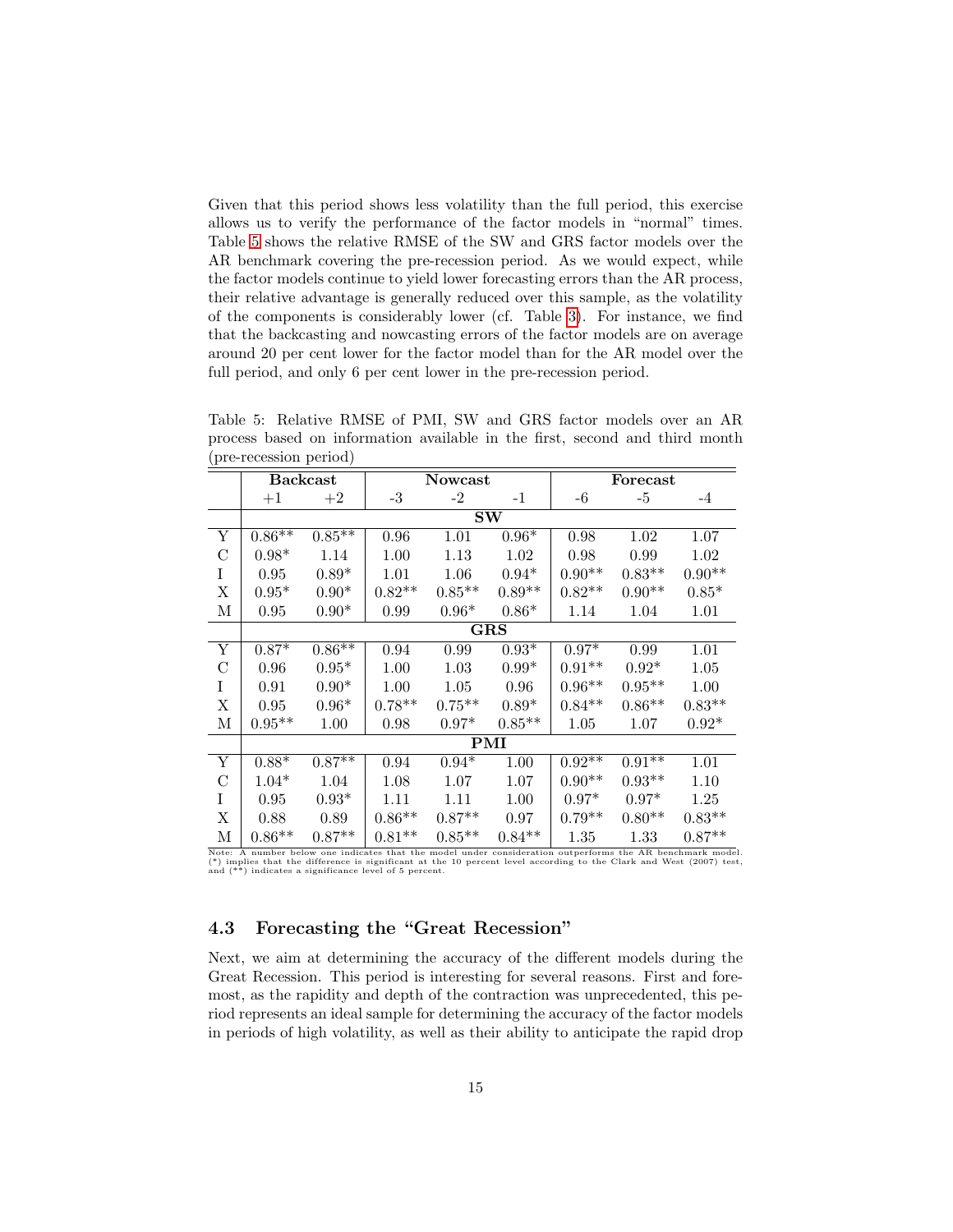Given that this period shows less volatility than the full period, this exercise allows us to verify the performance of the factor models in "normal" times. Table 5 shows the relative RMSE of the SW and GRS factor models over the AR benchmark covering the pre-recession period. As we would expect, while the factor models continue to yield lower forecasting errors than the AR process, their relative advantage is generally reduced over this sample, as the volatility of the components is considerably lower (cf. Table 3). For instance, we find that the backcasting and nowcasting errors of the factor models are on average around 20 per cent lower for the factor model than for the AR model over the full period, and only 6 per cent lower in the pre-recession period.

Table 5: Relative RMSE of PMI, SW and GRS factor models over an AR process based on information available in the first, second and third month (pre-recession period)

| | **Backcast** | | **Nowcast** | | | **Forecast** | | |
|---|---|---|---|---|---|---|---|---|
| | +1 | +2 | -3 | -2 | -1 | -6 | -5 | -4 |
| | | | | **SW** | | | | |
| Y | 0.86** | 0.85** | 0.96 | 1.01 | 0.96* | 0.98 | 1.02 | 1.07 |
| C | 0.98* | 1.14 | 1.00 | 1.13 | 1.02 | 0.98 | 0.99 | 1.02 |
| I | 0.95 | 0.89* | 1.01 | 1.06 | 0.94* | 0.90** | 0.83** | 0.90** |
| X | 0.95* | 0.90* | 0.82** | 0.85** | 0.89** | 0.82** | 0.90** | 0.85* |
| M | 0.95 | 0.90* | 0.99 | 0.96* | 0.86* | 1.14 | 1.04 | 1.01 |
| | | | | **GRS** | | | | |
| Y | 0.87* | 0.86** | 0.94 | 0.99 | 0.93* | 0.97* | 0.99 | 1.01 |
| C | 0.96 | 0.95* | 1.00 | 1.03 | 0.99* | 0.91** | 0.92* | 1.05 |
| I | 0.91 | 0.90* | 1.00 | 1.05 | 0.96 | 0.96** | 0.95** | 1.00 |
| X | 0.95 | 0.96* | 0.78** | 0.75** | 0.89* | 0.84** | 0.86** | 0.83** |
| M | 0.95** | 1.00 | 0.98 | 0.97* | 0.85** | 1.05 | 1.07 | 0.92* |
| | | | | **PMI** | | | | |
| Y | 0.88* | 0.87** | 0.94 | 0.94* | 1.00 | 0.92** | 0.91** | 1.01 |
| C | 1.04* | 1.04 | 1.08 | 1.07 | 1.07 | 0.90** | 0.93** | 1.10 |
| I | 0.95 | 0.93* | 1.11 | 1.11 | 1.00 | 0.97* | 0.97* | 1.25 |
| X | 0.88 | 0.89 | 0.86** | 0.87** | 0.97 | 0.79** | 0.80** | 0.83** |
| M | 0.86** | 0.87** | 0.81** | 0.85** | 0.84** | 1.35 | 1.33 | 0.87** |

Note: A number below one indicates that the model under consideration outperforms the AR benchmark model. (*) implies that the difference is significant at the 10 percent level according to the Clark and West (2007) test, and (**) indicates a significance level of 5 percent.

### 4.3 Forecasting the "Great Recession"

Next, we aim at determining the accuracy of the different models during the Great Recession. This period is interesting for several reasons. First and foremost, as the rapidity and depth of the contraction was unprecedented, this period represents an ideal sample for determining the accuracy of the factor models in periods of high volatility, as well as their ability to anticipate the rapid drop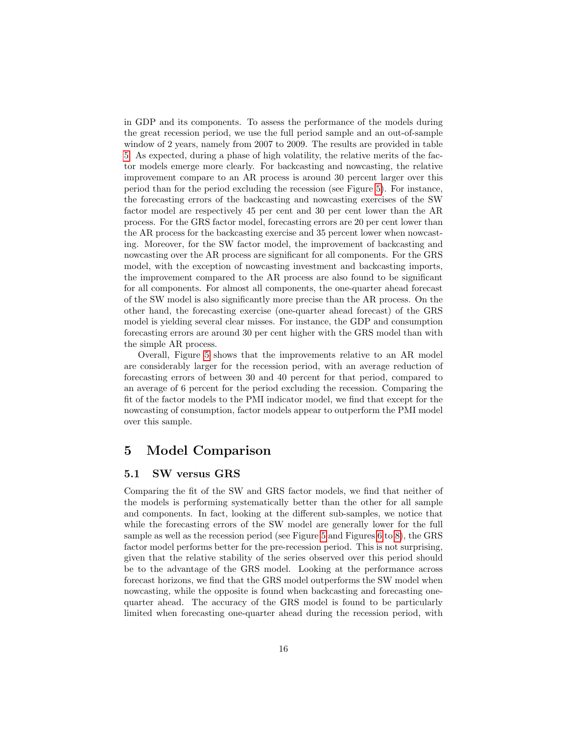in GDP and its components. To assess the performance of the models during the great recession period, we use the full period sample and an out-of-sample window of 2 years, namely from 2007 to 2009. The results are provided in table 5. As expected, during a phase of high volatility, the relative merits of the factor models emerge more clearly. For backcasting and nowcasting, the relative improvement compare to an AR process is around 30 percent larger over this period than for the period excluding the recession (see Figure 5). For instance, the forecasting errors of the backcasting and nowcasting exercises of the SW factor model are respectively 45 per cent and 30 per cent lower than the AR process. For the GRS factor model, forecasting errors are 20 per cent lower than the AR process for the backcasting exercise and 35 percent lower when nowcasting. Moreover, for the SW factor model, the improvement of backcasting and nowcasting over the AR process are significant for all components. For the GRS model, with the exception of nowcasting investment and backcasting imports, the improvement compared to the AR process are also found to be significant for all components. For almost all components, the one-quarter ahead forecast of the SW model is also significantly more precise than the AR process. On the other hand, the forecasting exercise (one-quarter ahead forecast) of the GRS model is yielding several clear misses. For instance, the GDP and consumption forecasting errors are around 30 per cent higher with the GRS model than with the simple AR process.

Overall, Figure 5 shows that the improvements relative to an AR model are considerably larger for the recession period, with an average reduction of forecasting errors of between 30 and 40 percent for that period, compared to an average of 6 percent for the period excluding the recession. Comparing the fit of the factor models to the PMI indicator model, we find that except for the nowcasting of consumption, factor models appear to outperform the PMI model over this sample.

# 5 Model Comparison

## 5.1 SW versus GRS

Comparing the fit of the SW and GRS factor models, we find that neither of the models is performing systematically better than the other for all sample and components. In fact, looking at the different sub-samples, we notice that while the forecasting errors of the SW model are generally lower for the full sample as well as the recession period (see Figure 5 and Figures 6 to 8), the GRS factor model performs better for the pre-recession period. This is not surprising, given that the relative stability of the series observed over this period should be to the advantage of the GRS model. Looking at the performance across forecast horizons, we find that the GRS model outperforms the SW model when nowcasting, while the opposite is found when backcasting and forecasting one-quarter ahead. The accuracy of the GRS model is found to be particularly limited when forecasting one-quarter ahead during the recession period, with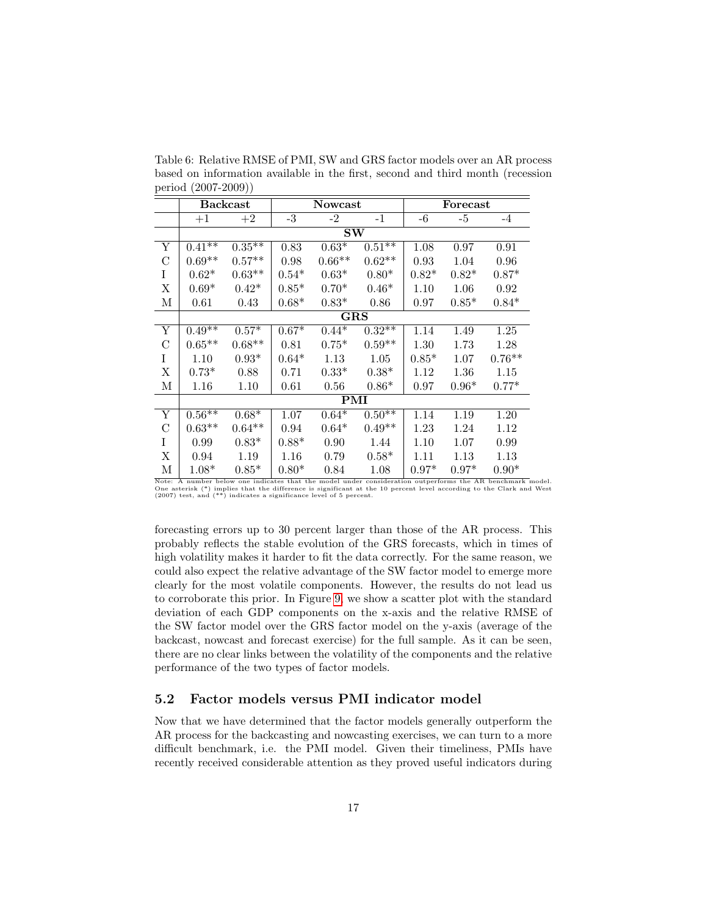Table 6: Relative RMSE of PMI, SW and GRS factor models over an AR process based on information available in the first, second and third month (recession period (2007-2009))

| | **Backcast** | | **Nowcast** | | | **Forecast** | | |
|---|---|---|---|---|---|---|---|---|
| | +1 | +2 | -3 | -2 | -1 | -6 | -5 | -4 |
| | **SW** | | | | | | | |
| Y | 0.41** | 0.35** | 0.83 | 0.63* | 0.51** | 1.08 | 0.97 | 0.91 |
| C | 0.69** | 0.57** | 0.98 | 0.66** | 0.62** | 0.93 | 1.04 | 0.96 |
| I | 0.62* | 0.63** | 0.54* | 0.63* | 0.80* | 0.82* | 0.82* | 0.87* |
| X | 0.69* | 0.42* | 0.85* | 0.70* | 0.46* | 1.10 | 1.06 | 0.92 |
| M | 0.61 | 0.43 | 0.68* | 0.83* | 0.86 | 0.97 | 0.85* | 0.84* |
| | **GRS** | | | | | | | |
| Y | 0.49** | 0.57* | 0.67* | 0.44* | 0.32** | 1.14 | 1.49 | 1.25 |
| C | 0.65** | 0.68** | 0.81 | 0.75* | 0.59** | 1.30 | 1.73 | 1.28 |
| I | 1.10 | 0.93* | 0.64* | 1.13 | 1.05 | 0.85* | 1.07 | 0.76** |
| X | 0.73* | 0.88 | 0.71 | 0.33* | 0.38* | 1.12 | 1.36 | 1.15 |
| M | 1.16 | 1.10 | 0.61 | 0.56 | 0.86* | 0.97 | 0.96* | 0.77* |
| | **PMI** | | | | | | | |
| Y | 0.56** | 0.68* | 1.07 | 0.64* | 0.50** | 1.14 | 1.19 | 1.20 |
| C | 0.63** | 0.64** | 0.94 | 0.64* | 0.49** | 1.23 | 1.24 | 1.12 |
| I | 0.99 | 0.83* | 0.88* | 0.90 | 1.44 | 1.10 | 1.07 | 0.99 |
| X | 0.94 | 1.19 | 1.16 | 0.79 | 0.58* | 1.11 | 1.13 | 1.13 |
| M | 1.08* | 0.85* | 0.80* | 0.84 | 1.08 | 0.97* | 0.97* | 0.90* |

Note: A number below one indicates that the model under consideration outperforms the AR benchmark model. One asterisk (*) implies that the difference is significant at the 10 percent level according to the Clark and West (2007) test, and (**) indicates a significance level of 5 percent.

forecasting errors up to 30 percent larger than those of the AR process. This probably reflects the stable evolution of the GRS forecasts, which in times of high volatility makes it harder to fit the data correctly. For the same reason, we could also expect the relative advantage of the SW factor model to emerge more clearly for the most volatile components. However, the results do not lead us to corroborate this prior. In Figure 9, we show a scatter plot with the standard deviation of each GDP components on the x-axis and the relative RMSE of the SW factor model over the GRS factor model on the y-axis (average of the backcast, nowcast and forecast exercise) for the full sample. As it can be seen, there are no clear links between the volatility of the components and the relative performance of the two types of factor models.

## 5.2 Factor models versus PMI indicator model

Now that we have determined that the factor models generally outperform the AR process for the backcasting and nowcasting exercises, we can turn to a more difficult benchmark, i.e. the PMI model. Given their timeliness, PMIs have recently received considerable attention as they proved useful indicators during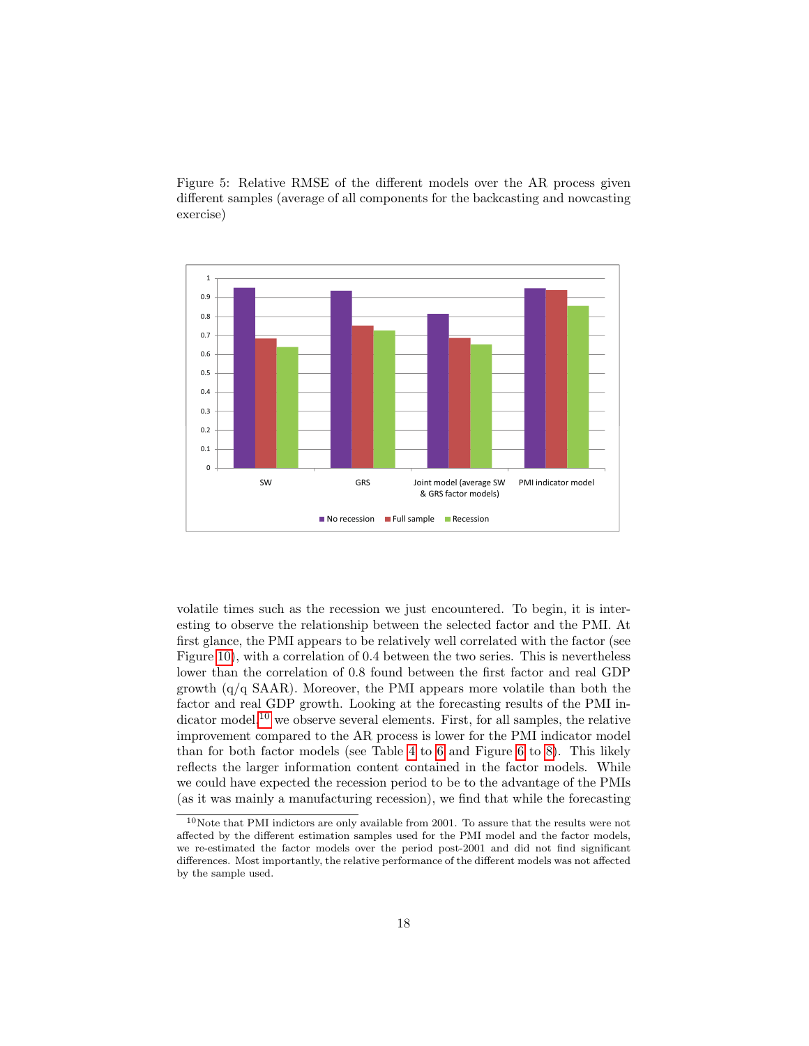Figure 5: Relative RMSE of the different models over the AR process given different samples (average of all components for the backcasting and nowcasting exercise)

volatile times such as the recession we just encountered. To begin, it is interesting to observe the relationship between the selected factor and the PMI. At first glance, the PMI appears to be relatively well correlated with the factor (see Figure 10), with a correlation of 0.4 between the two series. This is nevertheless lower than the correlation of 0.8 found between the first factor and real GDP growth (q/q SAAR). Moreover, the PMI appears more volatile than both the factor and real GDP growth. Looking at the forecasting results of the PMI indicator model,[10] we observe several elements. First, for all samples, the relative improvement compared to the AR process is lower for the PMI indicator model than for both factor models (see Table 4 to 6 and Figure 6 to 8). This likely reflects the larger information content contained in the factor models. While we could have expected the recession period to be to the advantage of the PMIs (as it was mainly a manufacturing recession), we find that while the forecasting

[10] Note that PMI indictors are only available from 2001. To assure that the results were not affected by the different estimation samples used for the PMI model and the factor models, we re-estimated the factor models over the period post-2001 and did not find significant differences. Most importantly, the relative performance of the different models was not affected by the sample used.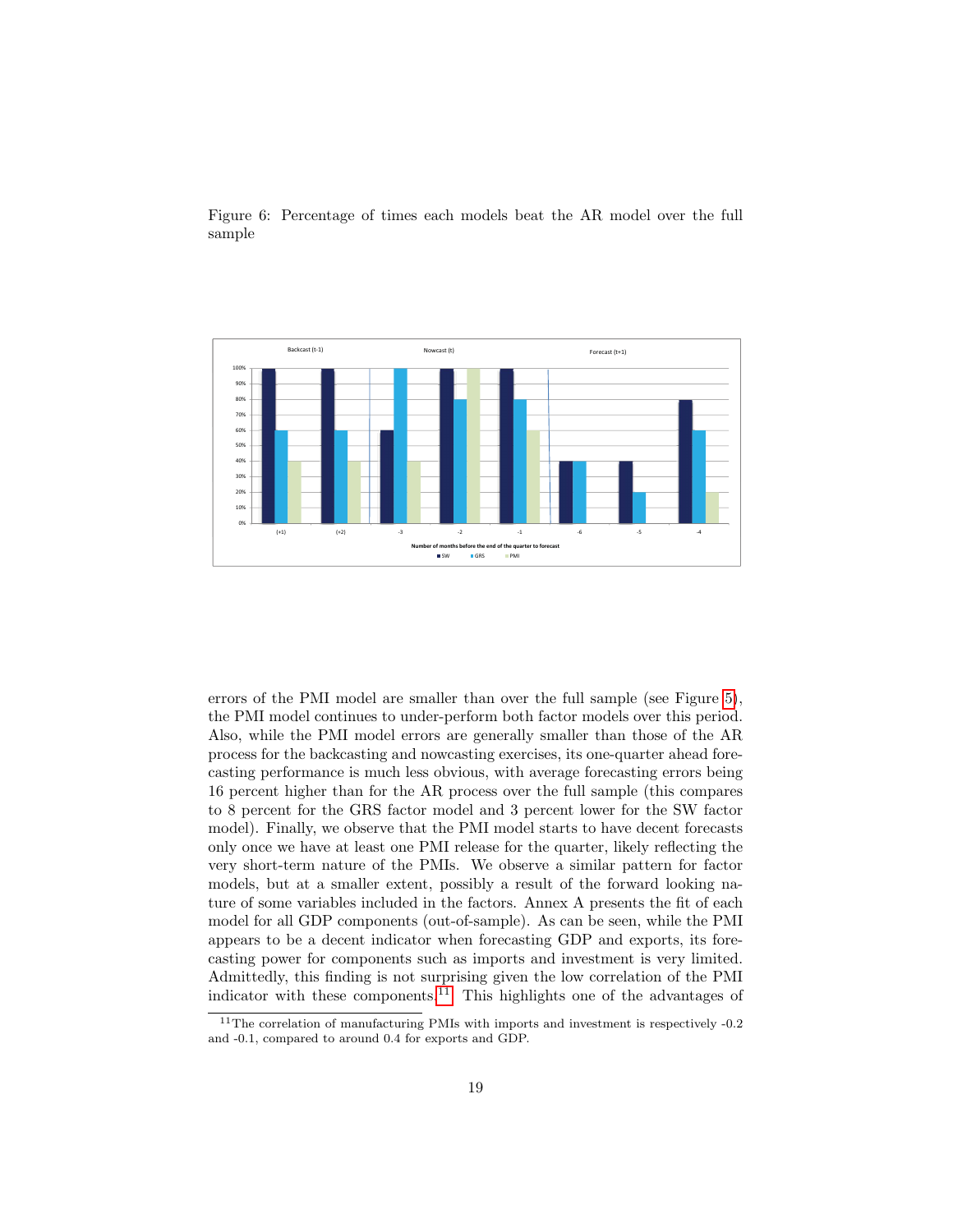Figure 6: Percentage of times each models beat the AR model over the full sample

errors of the PMI model are smaller than over the full sample (see Figure 5), the PMI model continues to under-perform both factor models over this period. Also, while the PMI model errors are generally smaller than those of the AR process for the backcasting and nowcasting exercises, its one-quarter ahead forecasting performance is much less obvious, with average forecasting errors being 16 percent higher than for the AR process over the full sample (this compares to 8 percent for the GRS factor model and 3 percent lower for the SW factor model). Finally, we observe that the PMI model starts to have decent forecasts only once we have at least one PMI release for the quarter, likely reflecting the very short-term nature of the PMIs. We observe a similar pattern for factor models, but at a smaller extent, possibly a result of the forward looking nature of some variables included in the factors. Annex A presents the fit of each model for all GDP components (out-of-sample). As can be seen, while the PMI appears to be a decent indicator when forecasting GDP and exports, its forecasting power for components such as imports and investment is very limited. Admittedly, this finding is not surprising given the low correlation of the PMI indicator with these components.[11] This highlights one of the advantages of

[11] The correlation of manufacturing PMIs with imports and investment is respectively -0.2 and -0.1, compared to around 0.4 for exports and GDP.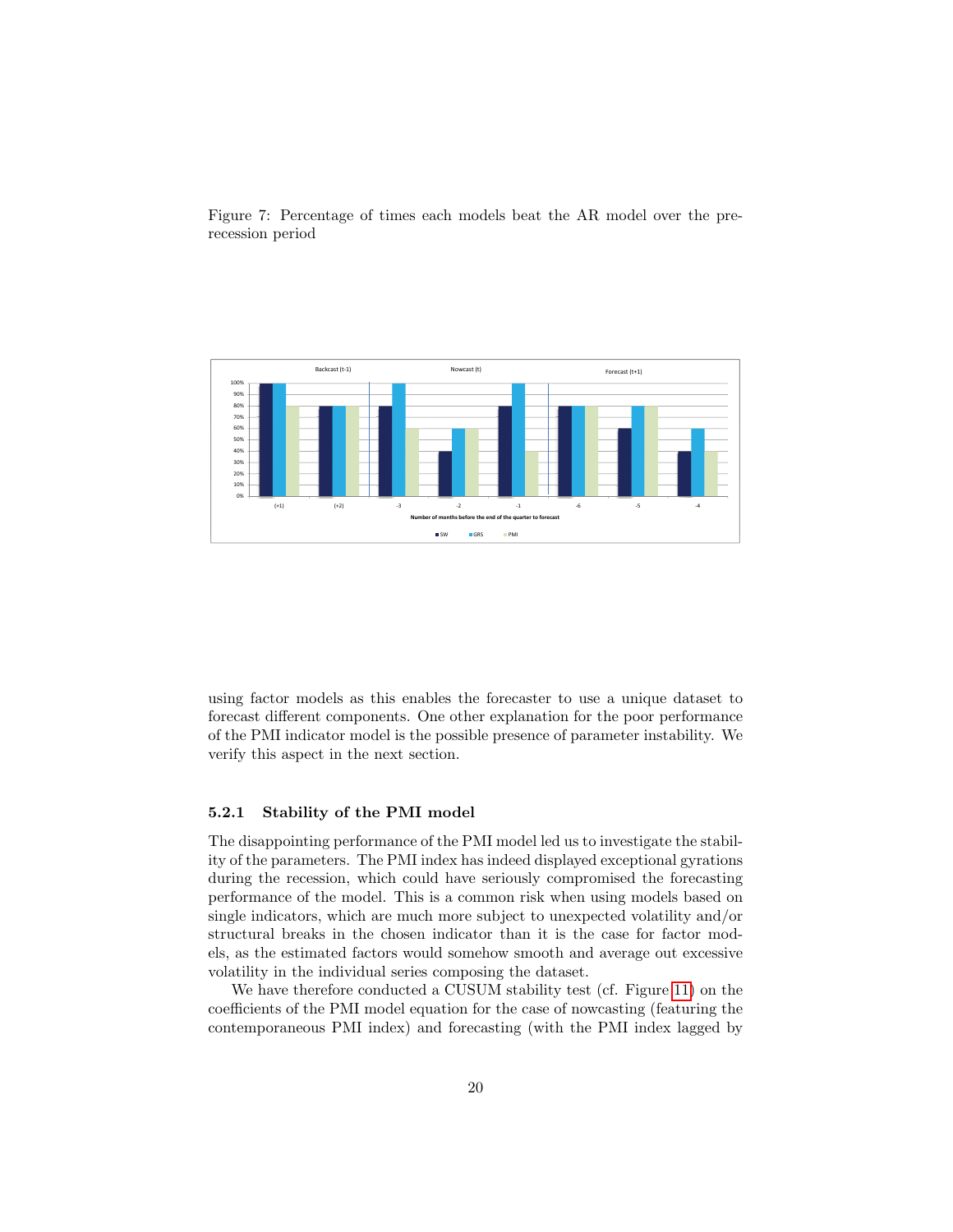Figure 7: Percentage of times each models beat the AR model over the pre-recession period

using factor models as this enables the forecaster to use a unique dataset to forecast different components. One other explanation for the poor performance of the PMI indicator model is the possible presence of parameter instability. We verify this aspect in the next section.

### 5.2.1 Stability of the PMI model

The disappointing performance of the PMI model led us to investigate the stability of the parameters. The PMI index has indeed displayed exceptional gyrations during the recession, which could have seriously compromised the forecasting performance of the model. This is a common risk when using models based on single indicators, which are much more subject to unexpected volatility and/or structural breaks in the chosen indicator than it is the case for factor models, as the estimated factors would somehow smooth and average out excessive volatility in the individual series composing the dataset.

We have therefore conducted a CUSUM stability test (cf. Figure 11) on the coefficients of the PMI model equation for the case of nowcasting (featuring the contemporaneous PMI index) and forecasting (with the PMI index lagged by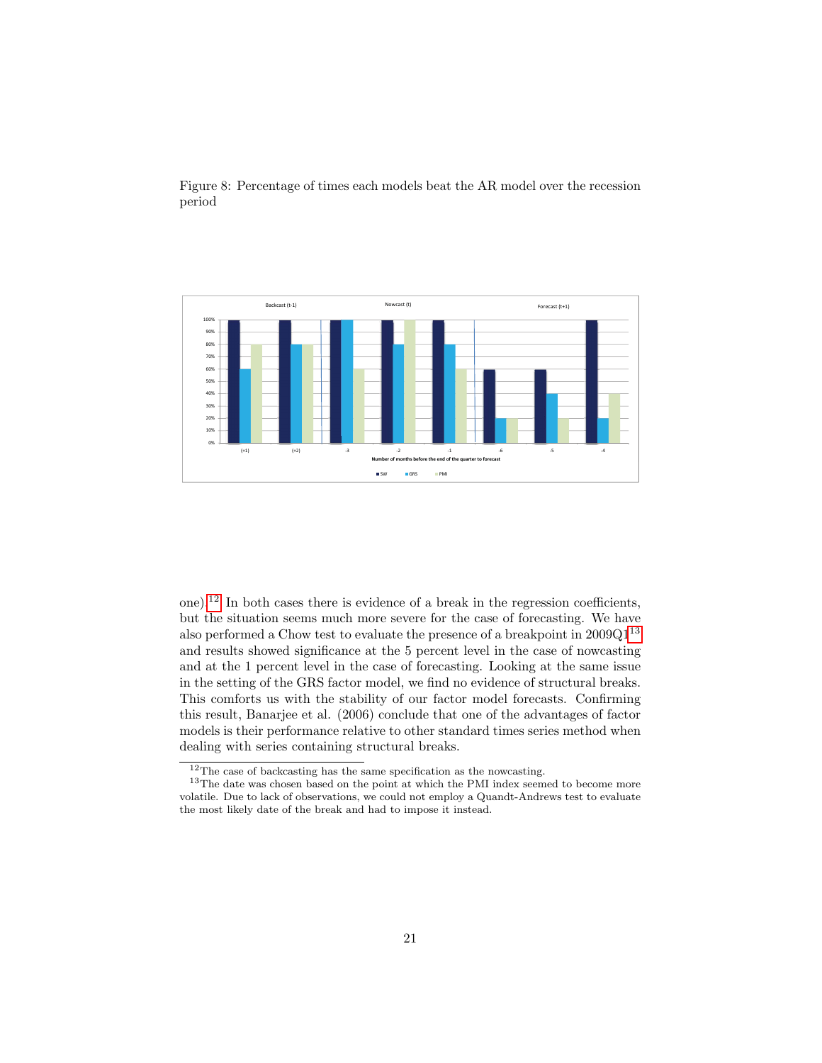Figure 8: Percentage of times each models beat the AR model over the recession period

one).[12] In both cases there is evidence of a break in the regression coefficients, but the situation seems much more severe for the case of forecasting. We have also performed a Chow test to evaluate the presence of a breakpoint in 2009Q1[13] and results showed significance at the 5 percent level in the case of nowcasting and at the 1 percent level in the case of forecasting. Looking at the same issue in the setting of the GRS factor model, we find no evidence of structural breaks. This comforts us with the stability of our factor model forecasts. Confirming this result, Banarjee et al. (2006) conclude that one of the advantages of factor models is their performance relative to other standard times series method when dealing with series containing structural breaks.

[12] The case of backcasting has the same specification as the nowcasting.

[13] The date was chosen based on the point at which the PMI index seemed to become more volatile. Due to lack of observations, we could not employ a Quandt-Andrews test to evaluate the most likely date of the break and had to impose it instead.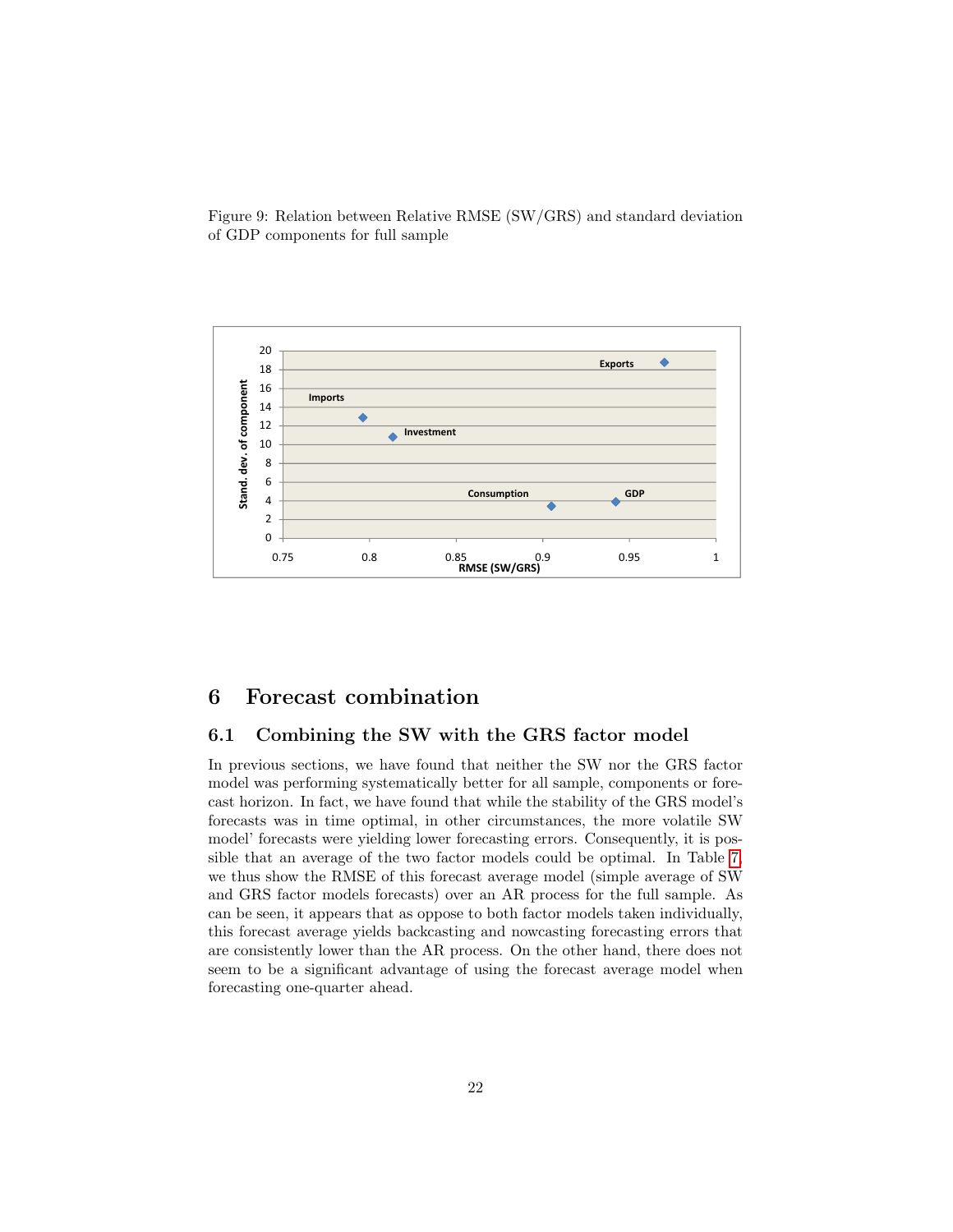Figure 9: Relation between Relative RMSE (SW/GRS) and standard deviation of GDP components for full sample

# 6 Forecast combination

## 6.1 Combining the SW with the GRS factor model

In previous sections, we have found that neither the SW nor the GRS factor model was performing systematically better for all sample, components or forecast horizon. In fact, we have found that while the stability of the GRS model's forecasts was in time optimal, in other circumstances, the more volatile SW model' forecasts were yielding lower forecasting errors. Consequently, it is possible that an average of the two factor models could be optimal. In Table 7, we thus show the RMSE of this forecast average model (simple average of SW and GRS factor models forecasts) over an AR process for the full sample. As can be seen, it appears that as oppose to both factor models taken individually, this forecast average yields backcasting and nowcasting forecasting errors that are consistently lower than the AR process. On the other hand, there does not seem to be a significant advantage of using the forecast average model when forecasting one-quarter ahead.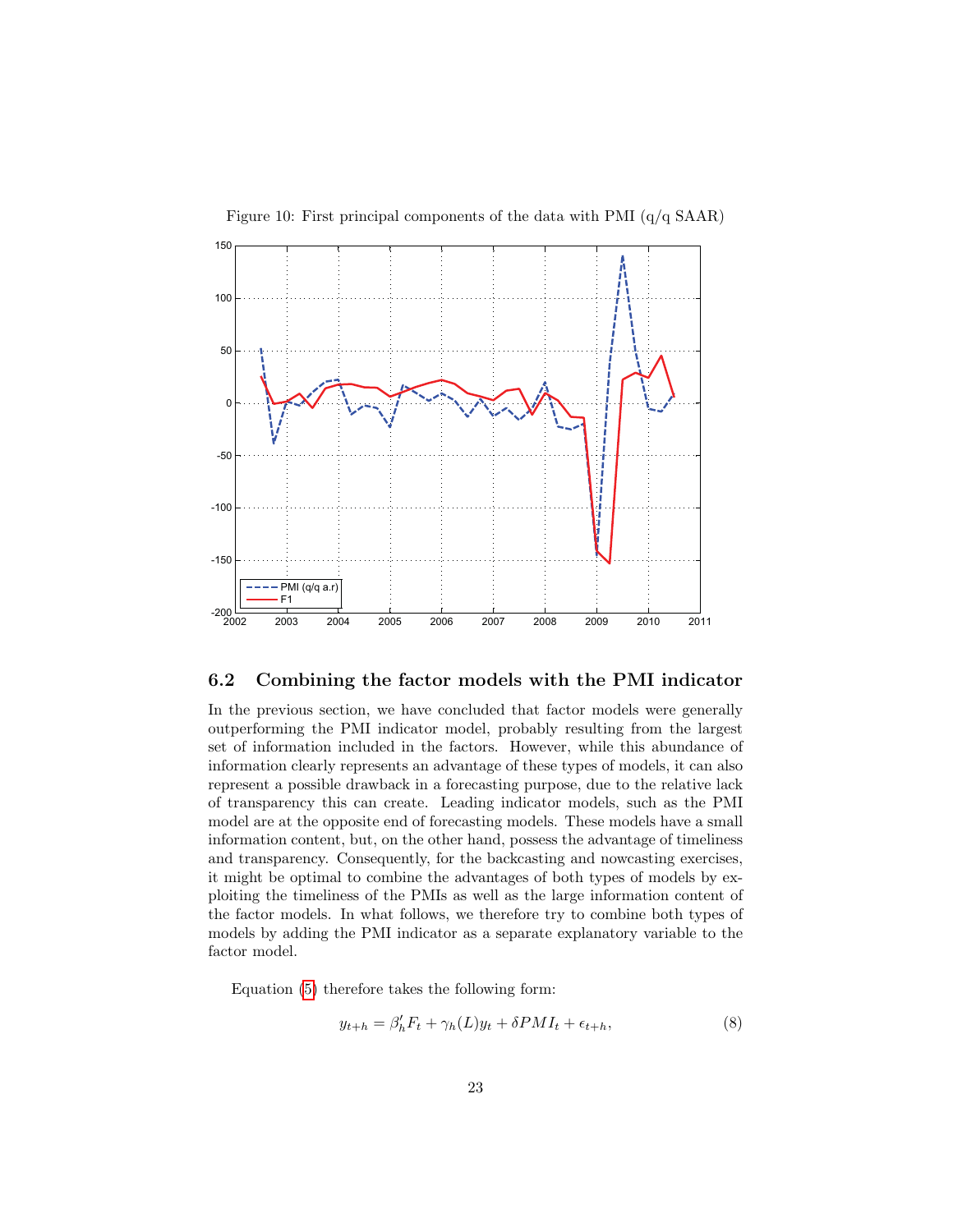Figure 10: First principal components of the data with PMI (q/q SAAR)

## 6.2 Combining the factor models with the PMI indicator

In the previous section, we have concluded that factor models were generally outperforming the PMI indicator model, probably resulting from the largest set of information included in the factors. However, while this abundance of information clearly represents an advantage of these types of models, it can also represent a possible drawback in a forecasting purpose, due to the relative lack of transparency this can create. Leading indicator models, such as the PMI model are at the opposite end of forecasting models. These models have a small information content, but, on the other hand, possess the advantage of timeliness and transparency. Consequently, for the backcasting and nowcasting exercises, it might be optimal to combine the advantages of both types of models by exploiting the timeliness of the PMIs as well as the large information content of the factor models. In what follows, we therefore try to combine both types of models by adding the PMI indicator as a separate explanatory variable to the factor model.

Equation (5) therefore takes the following form:

$$y_{t+h} = \beta_h' F_t + \gamma_h(L) y_t + \delta PMI_t + \epsilon_{t+h}, \tag{8}$$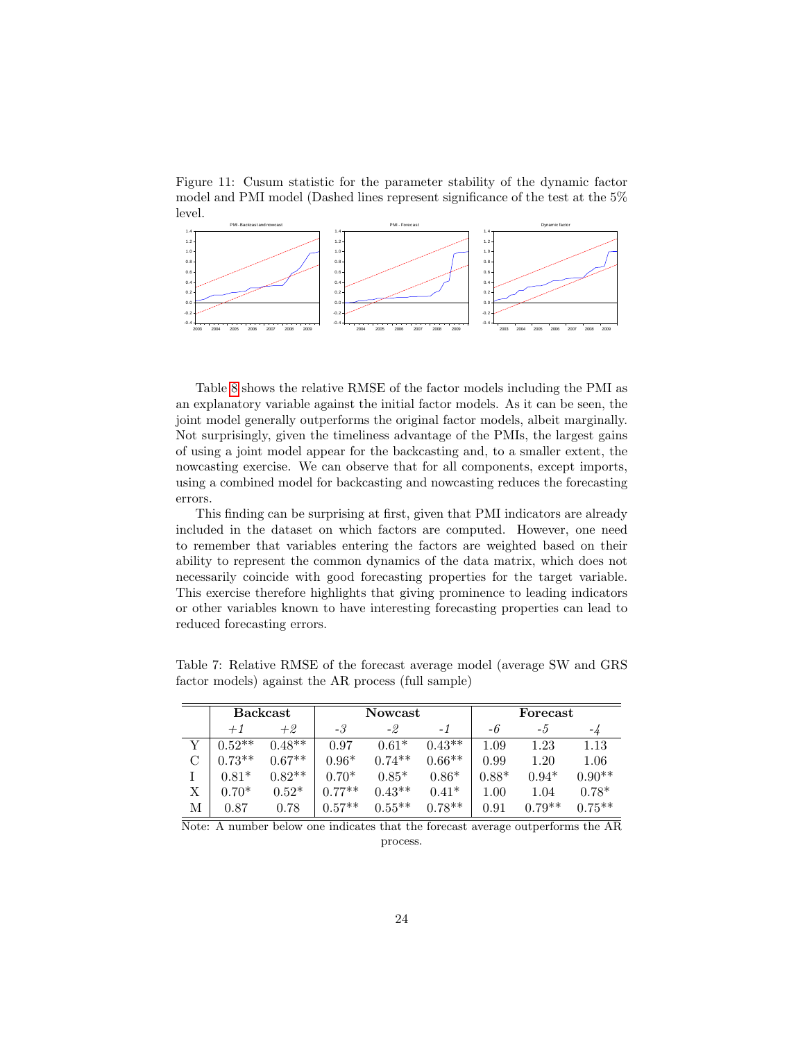Figure 11: Cusum statistic for the parameter stability of the dynamic factor model and PMI model (Dashed lines represent significance of the test at the 5% level.

Table 8 shows the relative RMSE of the factor models including the PMI as an explanatory variable against the initial factor models. As it can be seen, the joint model generally outperforms the original factor models, albeit marginally. Not surprisingly, given the timeliness advantage of the PMIs, the largest gains of using a joint model appear for the backcasting and, to a smaller extent, the nowcasting exercise. We can observe that for all components, except imports, using a combined model for backcasting and nowcasting reduces the forecasting errors.

This finding can be surprising at first, given that PMI indicators are already included in the dataset on which factors are computed. However, one need to remember that variables entering the factors are weighted based on their ability to represent the common dynamics of the data matrix, which does not necessarily coincide with good forecasting properties for the target variable. This exercise therefore highlights that giving prominence to leading indicators or other variables known to have interesting forecasting properties can lead to reduced forecasting errors.

Table 7: Relative RMSE of the forecast average model (average SW and GRS factor models) against the AR process (full sample)

| | **Backcast** | | **Nowcast** | | | **Forecast** | | |
|---|---|---|---|---|---|---|---|---|
| | *+1* | *+2* | *-3* | *-2* | *-1* | *-6* | *-5* | *-4* |
| Y | 0.52** | 0.48** | 0.97 | 0.61* | 0.43** | 1.09 | 1.23 | 1.13 |
| C | 0.73** | 0.67** | 0.96* | 0.74** | 0.66** | 0.99 | 1.20 | 1.06 |
| I | 0.81* | 0.82** | 0.70* | 0.85* | 0.86* | 0.88* | 0.94* | 0.90** |
| X | 0.70* | 0.52* | 0.77** | 0.43** | 0.41* | 1.00 | 1.04 | 0.78* |
| M | 0.87 | 0.78 | 0.57** | 0.55** | 0.78** | 0.91 | 0.79** | 0.75** |

Note: A number below one indicates that the forecast average outperforms the AR process.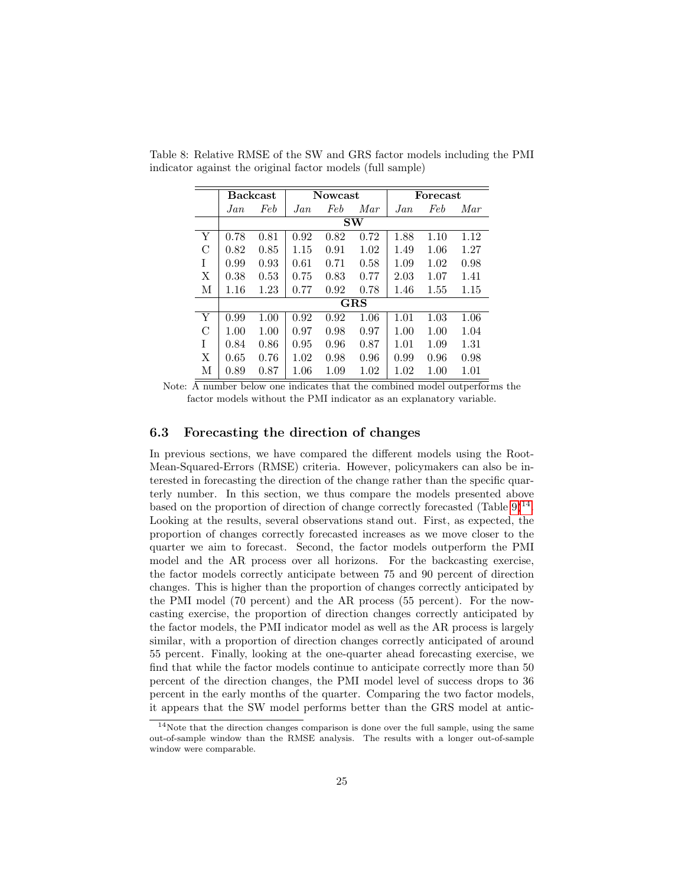Table 8: Relative RMSE of the SW and GRS factor models including the PMI indicator against the original factor models (full sample)

| | **Backcast** | | **Nowcast** | | | **Forecast** | | |
|---|---|---|---|---|---|---|---|---|
| | *Jan* | *Feb* | *Jan* | *Feb* | *Mar* | *Jan* | *Feb* | *Mar* |
| | **SW** | | | | | | | |
| Y | 0.78 | 0.81 | 0.92 | 0.82 | 0.72 | 1.88 | 1.10 | 1.12 |
| C | 0.82 | 0.85 | 1.15 | 0.91 | 1.02 | 1.49 | 1.06 | 1.27 |
| I | 0.99 | 0.93 | 0.61 | 0.71 | 0.58 | 1.09 | 1.02 | 0.98 |
| X | 0.38 | 0.53 | 0.75 | 0.83 | 0.77 | 2.03 | 1.07 | 1.41 |
| M | 1.16 | 1.23 | 0.77 | 0.92 | 0.78 | 1.46 | 1.55 | 1.15 |
| | **GRS** | | | | | | | |
| Y | 0.99 | 1.00 | 0.92 | 0.92 | 1.06 | 1.01 | 1.03 | 1.06 |
| C | 1.00 | 1.00 | 0.97 | 0.98 | 0.97 | 1.00 | 1.00 | 1.04 |
| I | 0.84 | 0.86 | 0.95 | 0.96 | 0.87 | 1.01 | 1.09 | 1.31 |
| X | 0.65 | 0.76 | 1.02 | 0.98 | 0.96 | 0.99 | 0.96 | 0.98 |
| M | 0.89 | 0.87 | 1.06 | 1.09 | 1.02 | 1.02 | 1.00 | 1.01 |

Note: A number below one indicates that the combined model outperforms the factor models without the PMI indicator as an explanatory variable.

### 6.3 Forecasting the direction of changes

In previous sections, we have compared the different models using the Root-Mean-Squared-Errors (RMSE) criteria. However, policymakers can also be interested in forecasting the direction of the change rather than the specific quarterly number. In this section, we thus compare the models presented above based on the proportion of direction of change correctly forecasted (Table 9)[14]. Looking at the results, several observations stand out. First, as expected, the proportion of changes correctly forecasted increases as we move closer to the quarter we aim to forecast. Second, the factor models outperform the PMI model and the AR process over all horizons. For the backcasting exercise, the factor models correctly anticipate between 75 and 90 percent of direction changes. This is higher than the proportion of changes correctly anticipated by the PMI model (70 percent) and the AR process (55 percent). For the nowcasting exercise, the proportion of direction changes correctly anticipated by the factor models, the PMI indicator model as well as the AR process is largely similar, with a proportion of direction changes correctly anticipated of around 55 percent. Finally, looking at the one-quarter ahead forecasting exercise, we find that while the factor models continue to anticipate correctly more than 50 percent of the direction changes, the PMI model level of success drops to 36 percent in the early months of the quarter. Comparing the two factor models, it appears that the SW model performs better than the GRS model at antic-

[14] Note that the direction changes comparison is done over the full sample, using the same out-of-sample window than the RMSE analysis. The results with a longer out-of-sample window were comparable.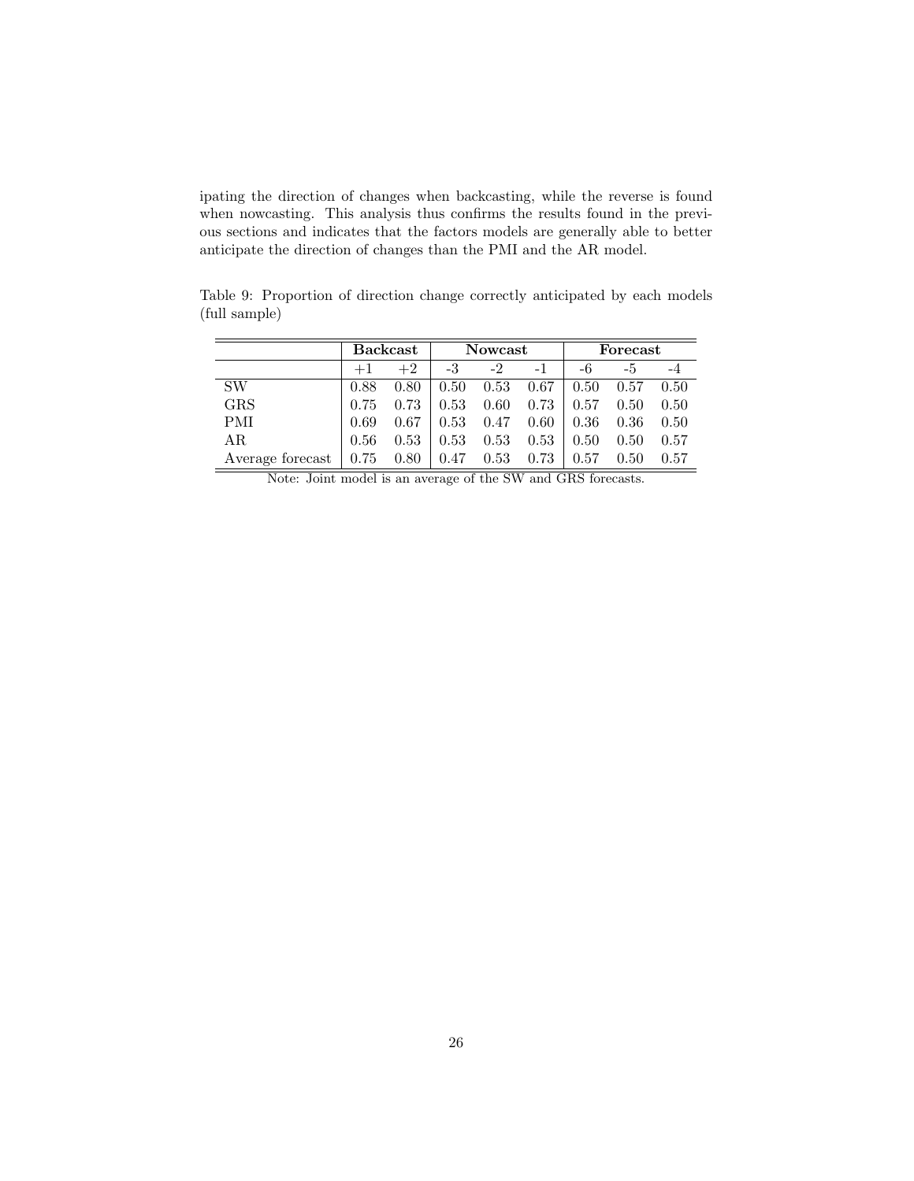ipating the direction of changes when backcasting, while the reverse is found when nowcasting. This analysis thus confirms the results found in the previous sections and indicates that the factors models are generally able to better anticipate the direction of changes than the PMI and the AR model.

Table 9: Proportion of direction change correctly anticipated by each models (full sample)

| | **Backcast** | | **Nowcast** | | | **Forecast** | | |
|---|---|---|---|---|---|---|---|---|
| | +1 | +2 | -3 | -2 | -1 | -6 | -5 | -4 |
| SW | 0.88 | 0.80 | 0.50 | 0.53 | 0.67 | 0.50 | 0.57 | 0.50 |
| GRS | 0.75 | 0.73 | 0.53 | 0.60 | 0.73 | 0.57 | 0.50 | 0.50 |
| PMI | 0.69 | 0.67 | 0.53 | 0.47 | 0.60 | 0.36 | 0.36 | 0.50 |
| AR | 0.56 | 0.53 | 0.53 | 0.53 | 0.53 | 0.50 | 0.50 | 0.57 |
| Average forecast | 0.75 | 0.80 | 0.47 | 0.53 | 0.73 | 0.57 | 0.50 | 0.57 |

Note: Joint model is an average of the SW and GRS forecasts.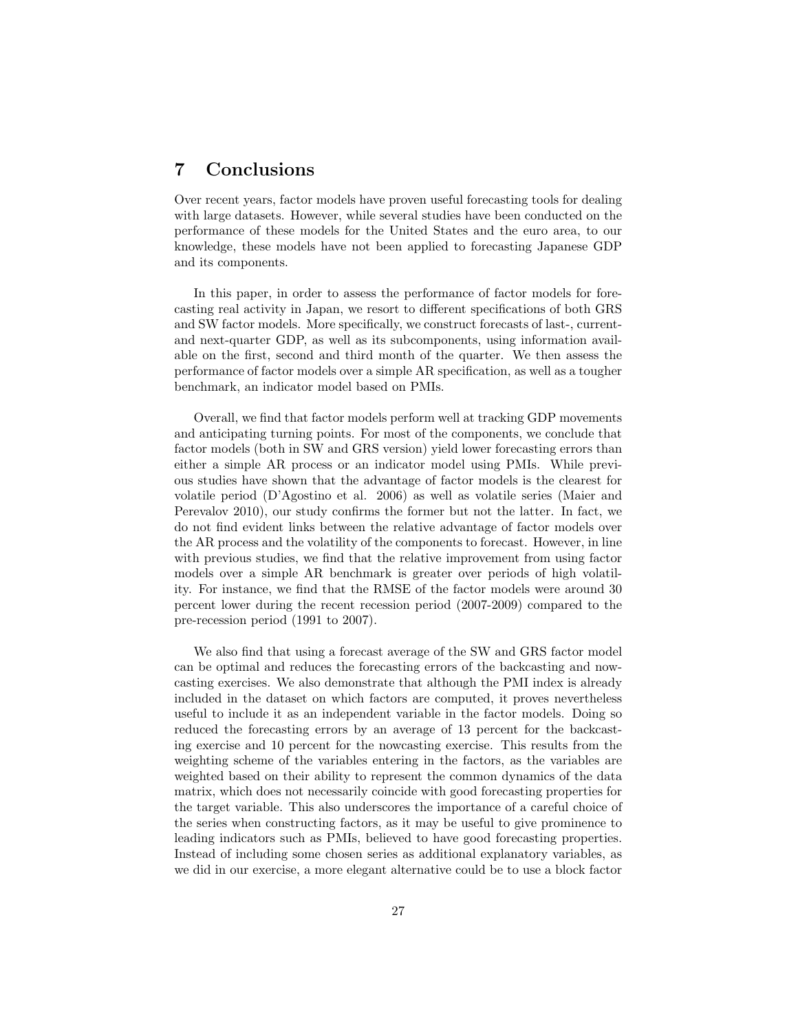# 7 Conclusions

Over recent years, factor models have proven useful forecasting tools for dealing with large datasets. However, while several studies have been conducted on the performance of these models for the United States and the euro area, to our knowledge, these models have not been applied to forecasting Japanese GDP and its components.

In this paper, in order to assess the performance of factor models for forecasting real activity in Japan, we resort to different specifications of both GRS and SW factor models. More specifically, we construct forecasts of last-, current- and next-quarter GDP, as well as its subcomponents, using information available on the first, second and third month of the quarter. We then assess the performance of factor models over a simple AR specification, as well as a tougher benchmark, an indicator model based on PMIs.

Overall, we find that factor models perform well at tracking GDP movements and anticipating turning points. For most of the components, we conclude that factor models (both in SW and GRS version) yield lower forecasting errors than either a simple AR process or an indicator model using PMIs. While previous studies have shown that the advantage of factor models is the clearest for volatile period (D'Agostino et al. 2006) as well as volatile series (Maier and Perevalov 2010), our study confirms the former but not the latter. In fact, we do not find evident links between the relative advantage of factor models over the AR process and the volatility of the components to forecast. However, in line with previous studies, we find that the relative improvement from using factor models over a simple AR benchmark is greater over periods of high volatility. For instance, we find that the RMSE of the factor models were around 30 percent lower during the recent recession period (2007-2009) compared to the pre-recession period (1991 to 2007).

We also find that using a forecast average of the SW and GRS factor model can be optimal and reduces the forecasting errors of the backcasting and nowcasting exercises. We also demonstrate that although the PMI index is already included in the dataset on which factors are computed, it proves nevertheless useful to include it as an independent variable in the factor models. Doing so reduced the forecasting errors by an average of 13 percent for the backcasting exercise and 10 percent for the nowcasting exercise. This results from the weighting scheme of the variables entering in the factors, as the variables are weighted based on their ability to represent the common dynamics of the data matrix, which does not necessarily coincide with good forecasting properties for the target variable. This also underscores the importance of a careful choice of the series when constructing factors, as it may be useful to give prominence to leading indicators such as PMIs, believed to have good forecasting properties. Instead of including some chosen series as additional explanatory variables, as we did in our exercise, a more elegant alternative could be to use a block factor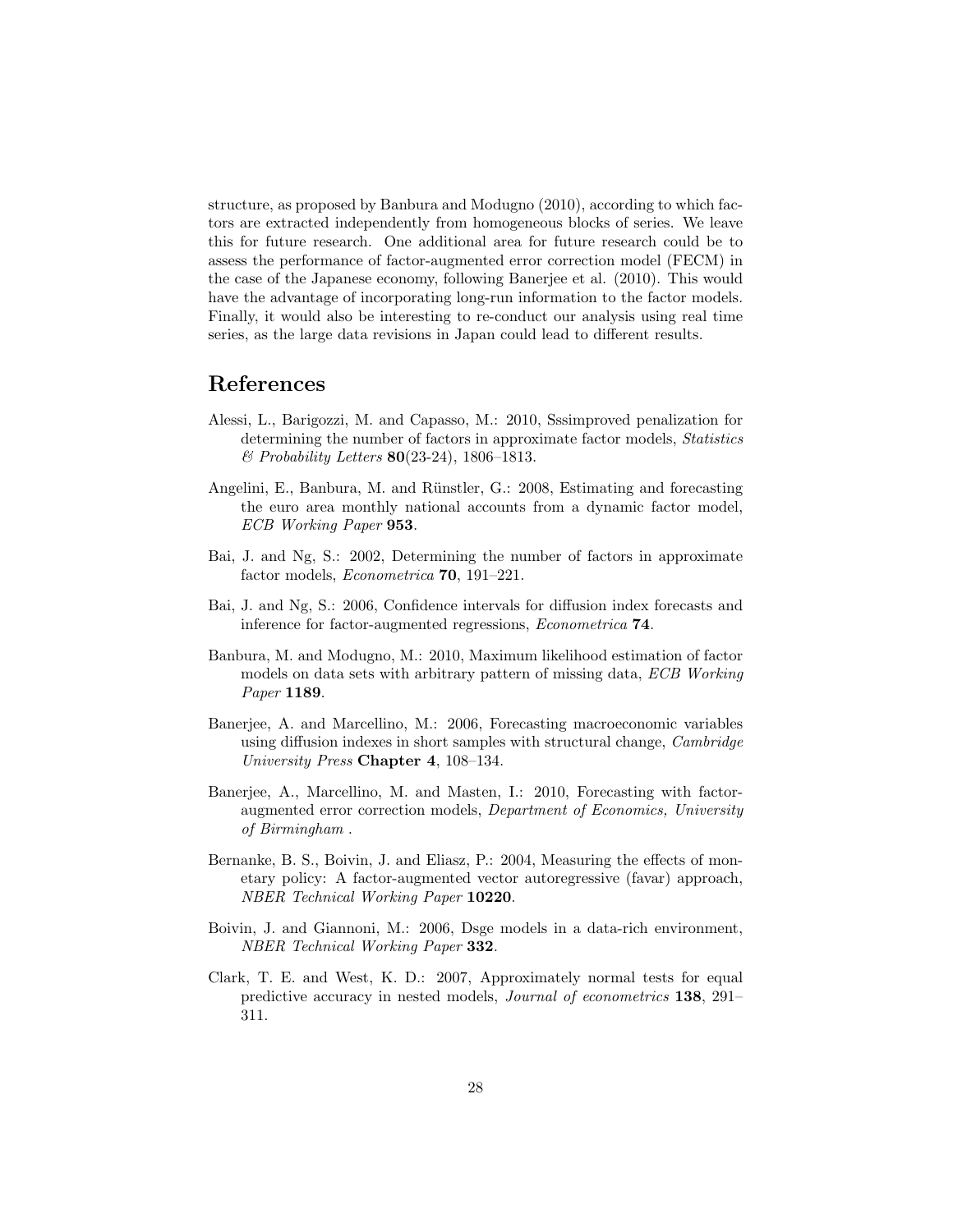structure, as proposed by Banbura and Modugno (2010), according to which factors are extracted independently from homogeneous blocks of series. We leave this for future research. One additional area for future research could be to assess the performance of factor-augmented error correction model (FECM) in the case of the Japanese economy, following Banerjee et al. (2010). This would have the advantage of incorporating long-run information to the factor models. Finally, it would also be interesting to re-conduct our analysis using real time series, as the large data revisions in Japan could lead to different results.

## References

Alessi, L., Barigozzi, M. and Capasso, M.: 2010, Sssimproved penalization for determining the number of factors in approximate factor models, *Statistics & Probability Letters* **80**(23-24), 1806–1813.

Angelini, E., Banbura, M. and Rünstler, G.: 2008, Estimating and forecasting the euro area monthly national accounts from a dynamic factor model, *ECB Working Paper* **953**.

Bai, J. and Ng, S.: 2002, Determining the number of factors in approximate factor models, *Econometrica* **70**, 191–221.

Bai, J. and Ng, S.: 2006, Confidence intervals for diffusion index forecasts and inference for factor-augmented regressions, *Econometrica* **74**.

Banbura, M. and Modugno, M.: 2010, Maximum likelihood estimation of factor models on data sets with arbitrary pattern of missing data, *ECB Working Paper* **1189**.

Banerjee, A. and Marcellino, M.: 2006, Forecasting macroeconomic variables using diffusion indexes in short samples with structural change, *Cambridge University Press* **Chapter 4**, 108–134.

Banerjee, A., Marcellino, M. and Masten, I.: 2010, Forecasting with factor-augmented error correction models, *Department of Economics, University of Birmingham* .

Bernanke, B. S., Boivin, J. and Eliasz, P.: 2004, Measuring the effects of monetary policy: A factor-augmented vector autoregressive (favar) approach, *NBER Technical Working Paper* **10220**.

Boivin, J. and Giannoni, M.: 2006, Dsge models in a data-rich environment, *NBER Technical Working Paper* **332**.

Clark, T. E. and West, K. D.: 2007, Approximately normal tests for equal predictive accuracy in nested models, *Journal of econometrics* **138**, 291–311.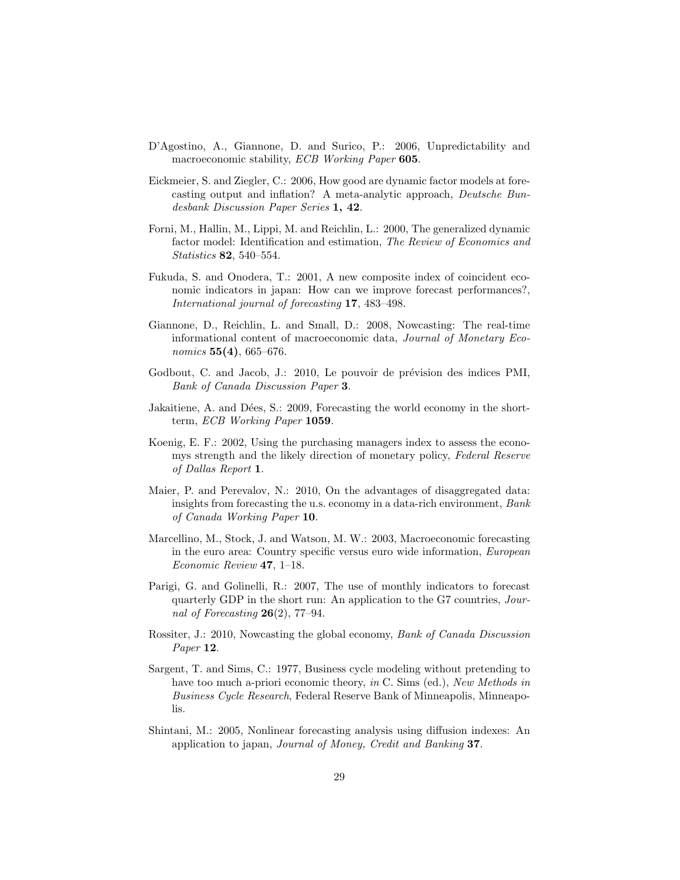D'Agostino, A., Giannone, D. and Surico, P.: 2006, Unpredictability and macroeconomic stability, *ECB Working Paper* **605**.

Eickmeier, S. and Ziegler, C.: 2006, How good are dynamic factor models at forecasting output and inflation? A meta-analytic approach, *Deutsche Bundesbank Discussion Paper Series* **1, 42**.

Forni, M., Hallin, M., Lippi, M. and Reichlin, L.: 2000, The generalized dynamic factor model: Identification and estimation, *The Review of Economics and Statistics* **82**, 540–554.

Fukuda, S. and Onodera, T.: 2001, A new composite index of coincident economic indicators in japan: How can we improve forecast performances?, *International journal of forecasting* **17**, 483–498.

Giannone, D., Reichlin, L. and Small, D.: 2008, Nowcasting: The real-time informational content of macroeconomic data, *Journal of Monetary Economics* **55(4)**, 665–676.

Godbout, C. and Jacob, J.: 2010, Le pouvoir de prévision des indices PMI, *Bank of Canada Discussion Paper* **3**.

Jakaitiene, A. and Dées, S.: 2009, Forecasting the world economy in the short-term, *ECB Working Paper* **1059**.

Koenig, E. F.: 2002, Using the purchasing managers index to assess the economys strength and the likely direction of monetary policy, *Federal Reserve of Dallas Report* **1**.

Maier, P. and Perevalov, N.: 2010, On the advantages of disaggregated data: insights from forecasting the u.s. economy in a data-rich environment, *Bank of Canada Working Paper* **10**.

Marcellino, M., Stock, J. and Watson, M. W.: 2003, Macroeconomic forecasting in the euro area: Country specific versus euro wide information, *European Economic Review* **47**, 1–18.

Parigi, G. and Golinelli, R.: 2007, The use of monthly indicators to forecast quarterly GDP in the short run: An application to the G7 countries, *Journal of Forecasting* **26**(2), 77–94.

Rossiter, J.: 2010, Nowcasting the global economy, *Bank of Canada Discussion Paper* **12**.

Sargent, T. and Sims, C.: 1977, Business cycle modeling without pretending to have too much a-priori economic theory, *in* C. Sims (ed.), *New Methods in Business Cycle Research*, Federal Reserve Bank of Minneapolis, Minneapolis.

Shintani, M.: 2005, Nonlinear forecasting analysis using diffusion indexes: An application to japan, *Journal of Money, Credit and Banking* **37**.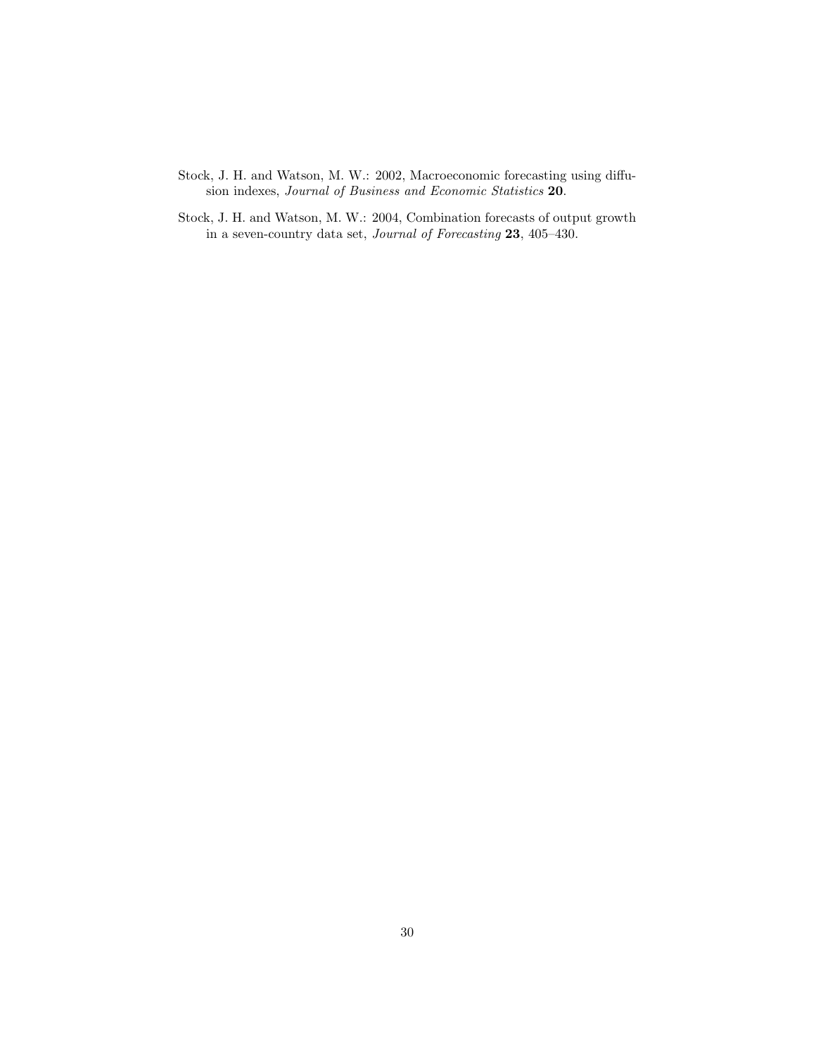Stock, J. H. and Watson, M. W.: 2002, Macroeconomic forecasting using diffusion indexes, *Journal of Business and Economic Statistics* **20**.

Stock, J. H. and Watson, M. W.: 2004, Combination forecasts of output growth in a seven-country data set, *Journal of Forecasting* **23**, 405–430.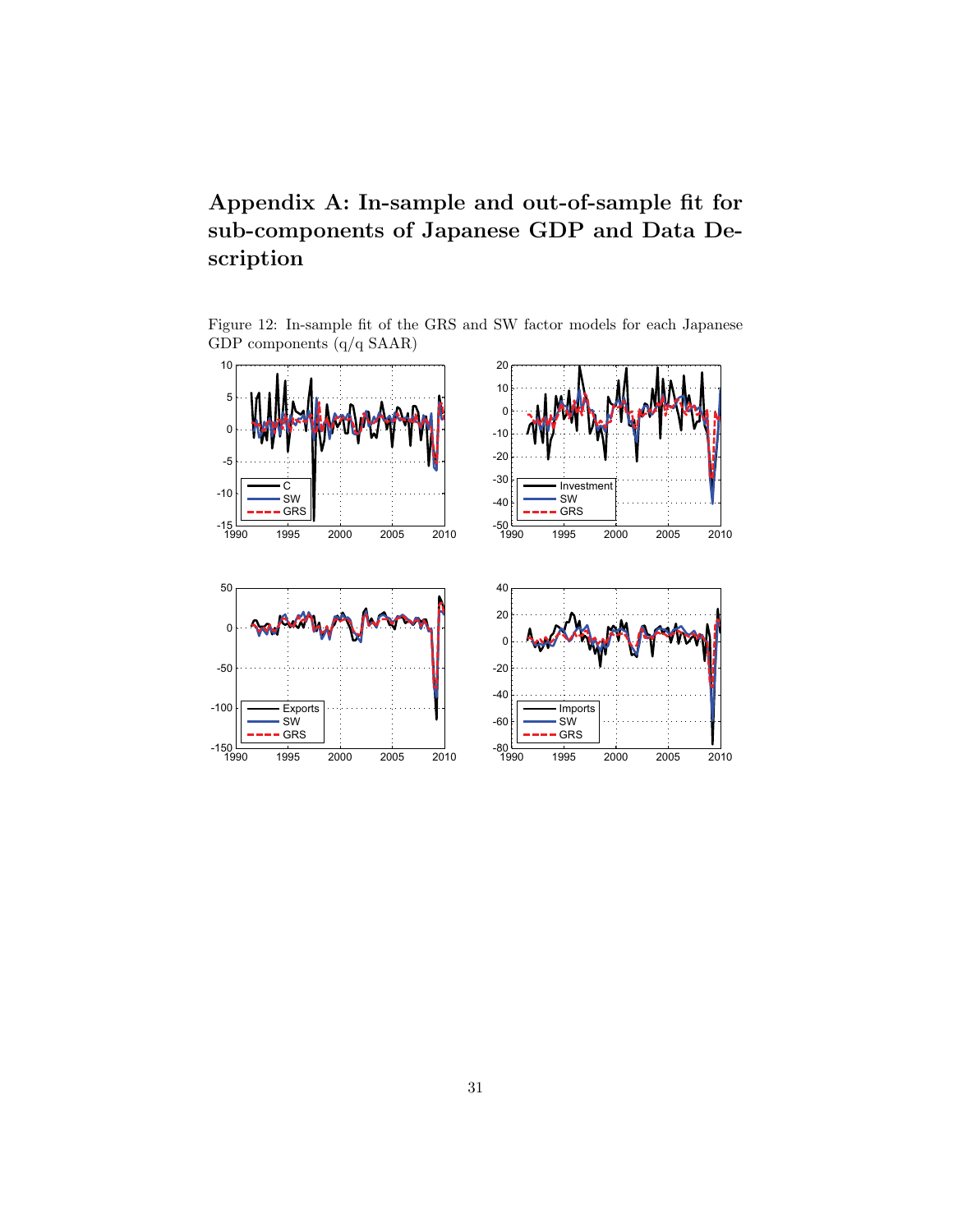# Appendix A: In-sample and out-of-sample fit for sub-components of Japanese GDP and Data Description

Figure 12: In-sample fit of the GRS and SW factor models for each Japanese GDP components (q/q SAAR)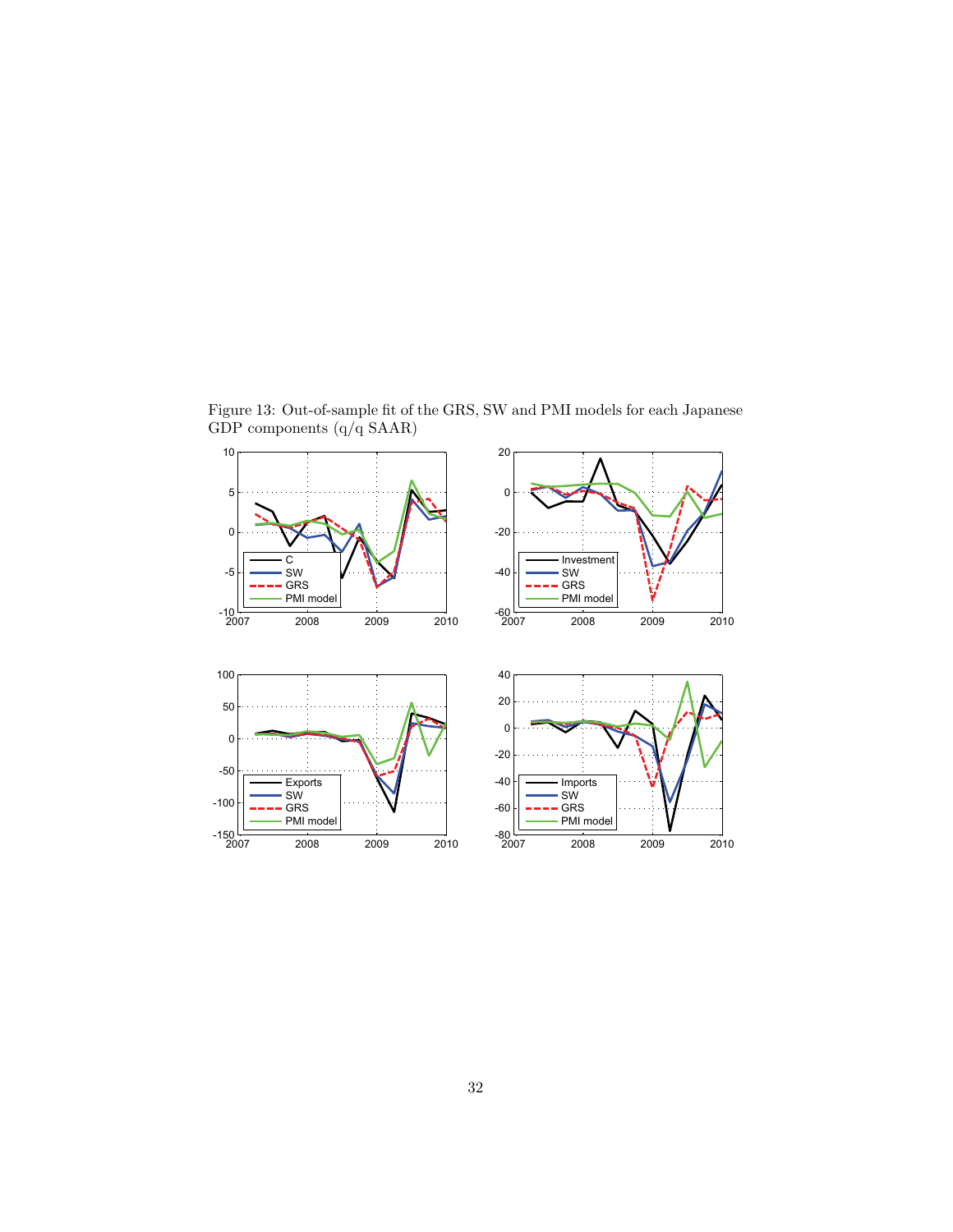Figure 13: Out-of-sample fit of the GRS, SW and PMI models for each Japanese GDP components (q/q SAAR)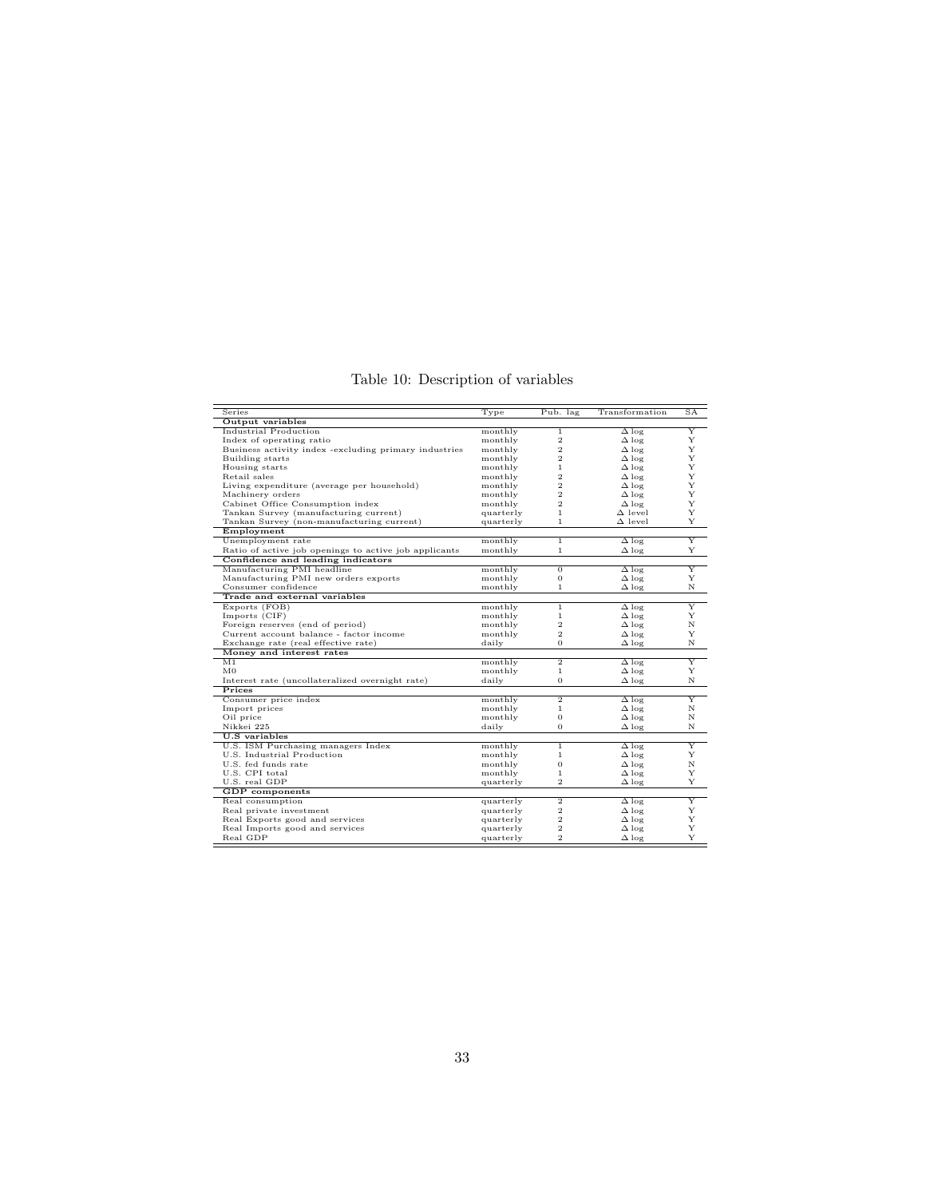Table 10: Description of variables

| Series | Type | Pub. lag | Transformation | SA |
|---|---|---|---|---|
| **Output variables** | | | | |
| Industrial Production | monthly | 1 | $\Delta$ log | Y |
| Index of operating ratio | monthly | 2 | $\Delta$ log | Y |
| Business activity index -excluding primary industries | monthly | 2 | $\Delta$ log | Y |
| Building starts | monthly | 2 | $\Delta$ log | Y |
| Housing starts | monthly | 1 | $\Delta$ log | Y |
| Retail sales | monthly | 2 | $\Delta$ log | Y |
| Living expenditure (average per household) | monthly | 2 | $\Delta$ log | Y |
| Machinery orders | monthly | 2 | $\Delta$ log | Y |
| Cabinet Office Consumption index | monthly | 2 | $\Delta$ log | Y |
| Tankan Survey (manufacturing current) | quarterly | 1 | $\Delta$ level | Y |
| Tankan Survey (non-manufacturing current) | quarterly | 1 | $\Delta$ level | Y |
| **Employment** | | | | |
| Unemployment rate | monthly | 1 | $\Delta$ log | Y |
| Ratio of active job openings to active job applicants | monthly | 1 | $\Delta$ log | Y |
| **Confidence and leading indicators** | | | | |
| Manufacturing PMI headline | monthly | 0 | $\Delta$ log | Y |
| Manufacturing PMI new orders exports | monthly | 0 | $\Delta$ log | Y |
| Consumer confidence | monthly | 1 | $\Delta$ log | N |
| **Trade and external variables** | | | | |
| Exports (FOB) | monthly | 1 | $\Delta$ log | Y |
| Imports (CIF) | monthly | 1 | $\Delta$ log | Y |
| Foreign reserves (end of period) | monthly | 2 | $\Delta$ log | N |
| Current account balance - factor income | monthly | 2 | $\Delta$ log | Y |
| Exchange rate (real effective rate) | daily | 0 | $\Delta$ log | N |
| **Money and interest rates** | | | | |
| M1 | monthly | 2 | $\Delta$ log | Y |
| M0 | monthly | 1 | $\Delta$ log | Y |
| Interest rate (uncollateralized overnight rate) | daily | 0 | $\Delta$ log | N |
| **Prices** | | | | |
| Consumer price index | monthly | 2 | $\Delta$ log | Y |
| Import prices | monthly | 1 | $\Delta$ log | N |
| Oil price | monthly | 0 | $\Delta$ log | N |
| Nikkei 225 | daily | 0 | $\Delta$ log | N |
| **U.S variables** | | | | |
| U.S. ISM Purchasing managers Index | monthly | 1 | $\Delta$ log | Y |
| U.S. Industrial Production | monthly | 1 | $\Delta$ log | Y |
| U.S. fed funds rate | monthly | 0 | $\Delta$ log | N |
| U.S. CPI total | monthly | 1 | $\Delta$ log | Y |
| U.S. real GDP | quarterly | 2 | $\Delta$ log | Y |
| **GDP components** | | | | |
| Real consumption | quarterly | 2 | $\Delta$ log | Y |
| Real private investment | quarterly | 2 | $\Delta$ log | Y |
| Real Exports good and services | quarterly | 2 | $\Delta$ log | Y |
| Real Imports good and services | quarterly | 2 | $\Delta$ log | Y |
| Real GDP | quarterly | 2 | $\Delta$ log | Y |